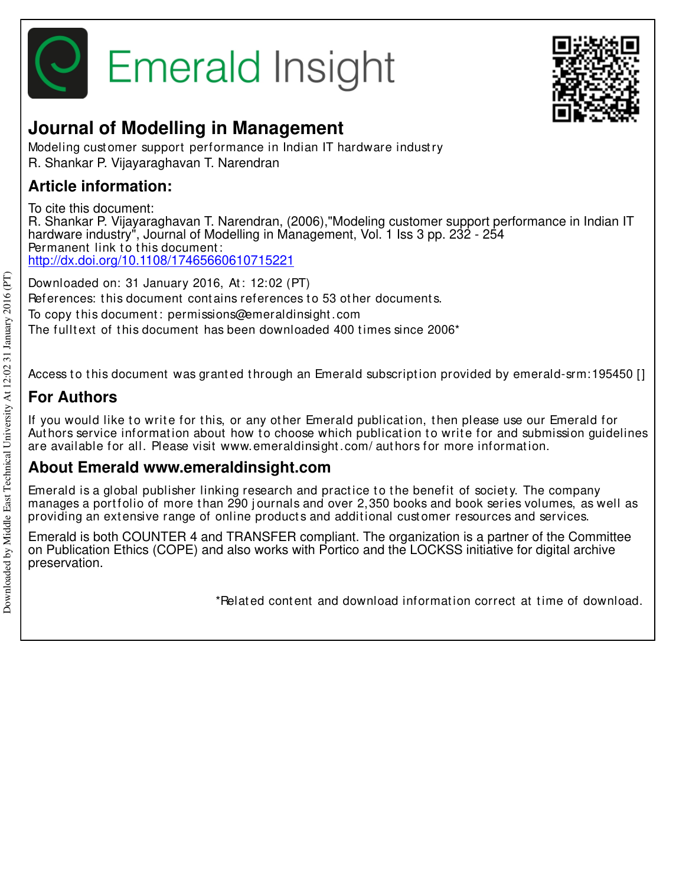# Journal of Modelling in Management

Modeling customer support performance in Indian IT hardware industry

R. Shankar P. Vijayaraghavan T. Narendran

## Article information:

To cite this document:
R. Shankar P. Vijayaraghavan T. Narendran, (2006),"Modeling customer support performance in Indian IT hardware industry", Journal of Modelling in Management, Vol. 1 Iss 3 pp. 232 - 254
Permanent link to this document:
http://dx.doi.org/10.1108/17465660610715221

Downloaded on: 31 January 2016, At: 12:02 (PT)
References: this document contains references to 53 other documents.
To copy this document: permissions@emeraldinsight.com
The fulltext of this document has been downloaded 400 times since 2006*

Access to this document was granted through an Emerald subscription provided by emerald-srm:195450 []

## For Authors

If you would like to write for this, or any other Emerald publication, then please use our Emerald for Authors service information about how to choose which publication to write for and submission guidelines are available for all. Please visit www.emeraldinsight.com/authors for more information.

## About Emerald www.emeraldinsight.com

Emerald is a global publisher linking research and practice to the benefit of society. The company manages a portfolio of more than 290 journals and over 2,350 books and book series volumes, as well as providing an extensive range of online products and additional customer resources and services.

Emerald is both COUNTER 4 and TRANSFER compliant. The organization is a partner of the Committee on Publication Ethics (COPE) and also works with Portico and the LOCKSS initiative for digital archive preservation.

*Related content and download information correct at time of download.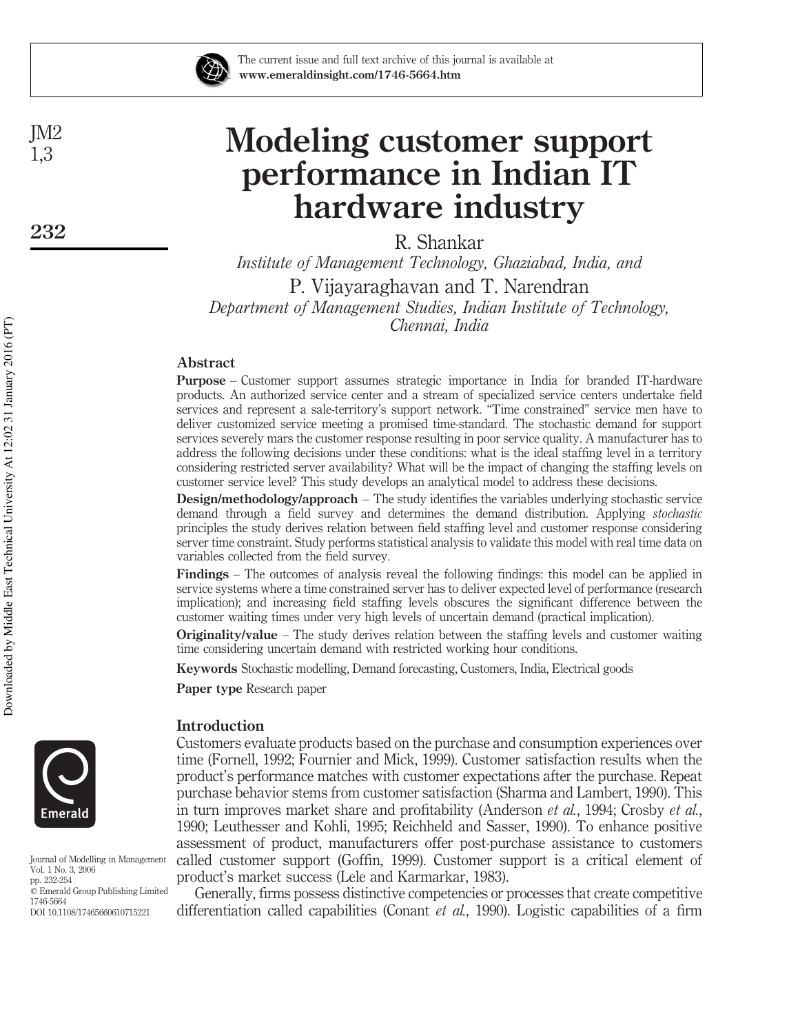# Modeling customer support performance in Indian IT hardware industry

R. Shankar

*Institute of Management Technology, Ghaziabad, India, and*

P. Vijayaraghavan and T. Narendran

*Department of Management Studies, Indian Institute of Technology, Chennai, India*

## Abstract

**Purpose** – Customer support assumes strategic importance in India for branded IT-hardware products. An authorized service center and a stream of specialized service centers undertake field services and represent a sale-territory's support network. "Time constrained" service men have to deliver customized service meeting a promised time-standard. The stochastic demand for support services severely mars the customer response resulting in poor service quality. A manufacturer has to address the following decisions under these conditions: what is the ideal staffing level in a territory considering restricted server availability? What will be the impact of changing the staffing levels on customer service level? This study develops an analytical model to address these decisions.

**Design/methodology/approach** – The study identifies the variables underlying stochastic service demand through a field survey and determines the demand distribution. Applying *stochastic* principles the study derives relation between field staffing level and customer response considering server time constraint. Study performs statistical analysis to validate this model with real time data on variables collected from the field survey.

**Findings** – The outcomes of analysis reveal the following findings: this model can be applied in service systems where a time constrained server has to deliver expected level of performance (research implication); and increasing field staffing levels obscures the significant difference between the customer waiting times under very high levels of uncertain demand (practical implication).

**Originality/value** – The study derives relation between the staffing levels and customer waiting time considering uncertain demand with restricted working hour conditions.

**Keywords** Stochastic modelling, Demand forecasting, Customers, India, Electrical goods

**Paper type** Research paper

## Introduction

Customers evaluate products based on the purchase and consumption experiences over time (Fornell, 1992; Fournier and Mick, 1999). Customer satisfaction results when the product's performance matches with customer expectations after the purchase. Repeat purchase behavior stems from customer satisfaction (Sharma and Lambert, 1990). This in turn improves market share and profitability (Anderson *et al.*, 1994; Crosby *et al.*, 1990; Leuthesser and Kohli, 1995; Reichheld and Sasser, 1990). To enhance positive assessment of product, manufacturers offer post-purchase assistance to customers called customer support (Goffin, 1999). Customer support is a critical element of product's market success (Lele and Karmarkar, 1983).

Generally, firms possess distinctive competencies or processes that create competitive differentiation called capabilities (Conant *et al.*, 1990). Logistic capabilities of a firm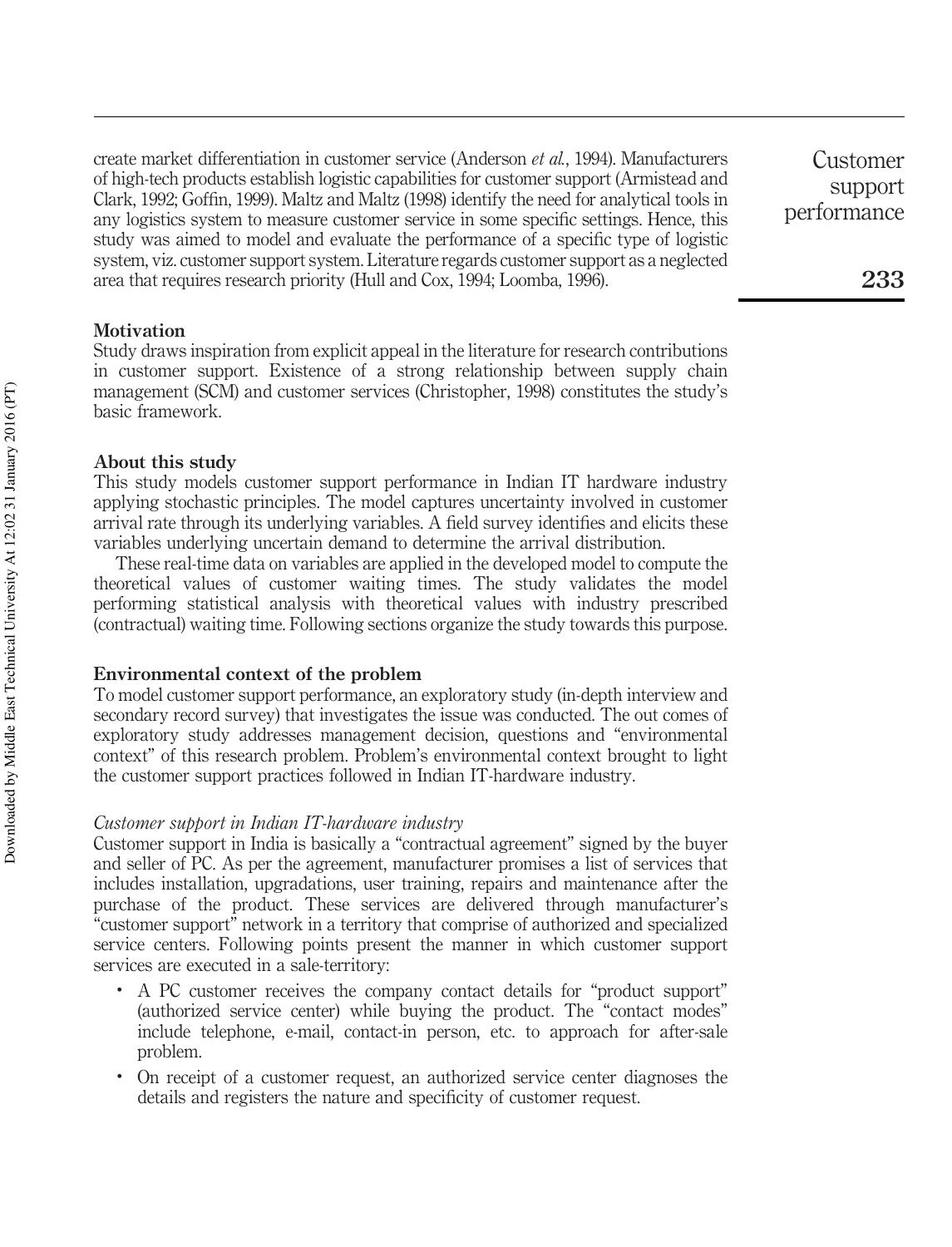create market differentiation in customer service (Anderson *et al.*, 1994). Manufacturers of high-tech products establish logistic capabilities for customer support (Armistead and Clark, 1992; Goffin, 1999). Maltz and Maltz (1998) identify the need for analytical tools in any logistics system to measure customer service in some specific settings. Hence, this study was aimed to model and evaluate the performance of a specific type of logistic system, viz. customer support system. Literature regards customer support as a neglected area that requires research priority (Hull and Cox, 1994; Loomba, 1996).

### Motivation

Study draws inspiration from explicit appeal in the literature for research contributions in customer support. Existence of a strong relationship between supply chain management (SCM) and customer services (Christopher, 1998) constitutes the study's basic framework.

### About this study

This study models customer support performance in Indian IT hardware industry applying stochastic principles. The model captures uncertainty involved in customer arrival rate through its underlying variables. A field survey identifies and elicits these variables underlying uncertain demand to determine the arrival distribution.

These real-time data on variables are applied in the developed model to compute the theoretical values of customer waiting times. The study validates the model performing statistical analysis with theoretical values with industry prescribed (contractual) waiting time. Following sections organize the study towards this purpose.

### Environmental context of the problem

To model customer support performance, an exploratory study (in-depth interview and secondary record survey) that investigates the issue was conducted. The out comes of exploratory study addresses management decision, questions and "environmental context" of this research problem. Problem's environmental context brought to light the customer support practices followed in Indian IT-hardware industry.

#### *Customer support in Indian IT-hardware industry*

Customer support in India is basically a "contractual agreement" signed by the buyer and seller of PC. As per the agreement, manufacturer promises a list of services that includes installation, upgradations, user training, repairs and maintenance after the purchase of the product. These services are delivered through manufacturer's "customer support" network in a territory that comprise of authorized and specialized service centers. Following points present the manner in which customer support services are executed in a sale-territory:

- A PC customer receives the company contact details for "product support" (authorized service center) while buying the product. The "contact modes" include telephone, e-mail, contact-in person, etc. to approach for after-sale problem.
- On receipt of a customer request, an authorized service center diagnoses the details and registers the nature and specificity of customer request.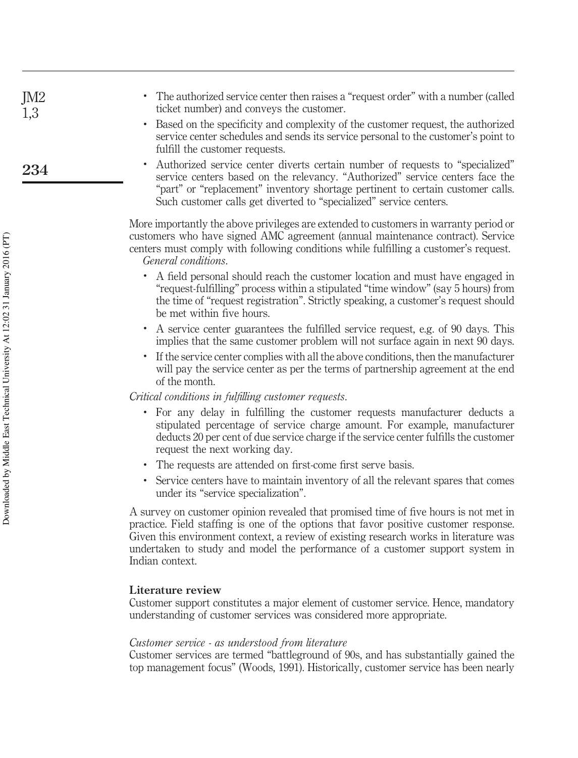- The authorized service center then raises a "request order" with a number (called ticket number) and conveys the customer.
- Based on the specificity and complexity of the customer request, the authorized service center schedules and sends its service personal to the customer's point to fulfill the customer requests.
- Authorized service center diverts certain number of requests to "specialized" service centers based on the relevancy. "Authorized" service centers face the "part" or "replacement" inventory shortage pertinent to certain customer calls. Such customer calls get diverted to "specialized" service centers.

More importantly the above privileges are extended to customers in warranty period or customers who have signed AMC agreement (annual maintenance contract). Service centers must comply with following conditions while fulfilling a customer's request.

*General conditions*.

- A field personal should reach the customer location and must have engaged in "request-fulfilling" process within a stipulated "time window" (say 5 hours) from the time of "request registration". Strictly speaking, a customer's request should be met within five hours.
- A service center guarantees the fulfilled service request, e.g. of 90 days. This implies that the same customer problem will not surface again in next 90 days.
- If the service center complies with all the above conditions, then the manufacturer will pay the service center as per the terms of partnership agreement at the end of the month.

*Critical conditions in fulfilling customer requests*.

- For any delay in fulfilling the customer requests manufacturer deducts a stipulated percentage of service charge amount. For example, manufacturer deducts 20 per cent of due service charge if the service center fulfills the customer request the next working day.
- The requests are attended on first-come first serve basis.
- Service centers have to maintain inventory of all the relevant spares that comes under its "service specialization".

A survey on customer opinion revealed that promised time of five hours is not met in practice. Field staffing is one of the options that favor positive customer response. Given this environment context, a review of existing research works in literature was undertaken to study and model the performance of a customer support system in Indian context.

## Literature review

Customer support constitutes a major element of customer service. Hence, mandatory understanding of customer services was considered more appropriate.

### *Customer service - as understood from literature*

Customer services are termed "battleground of 90s, and has substantially gained the top management focus" (Woods, 1991). Historically, customer service has been nearly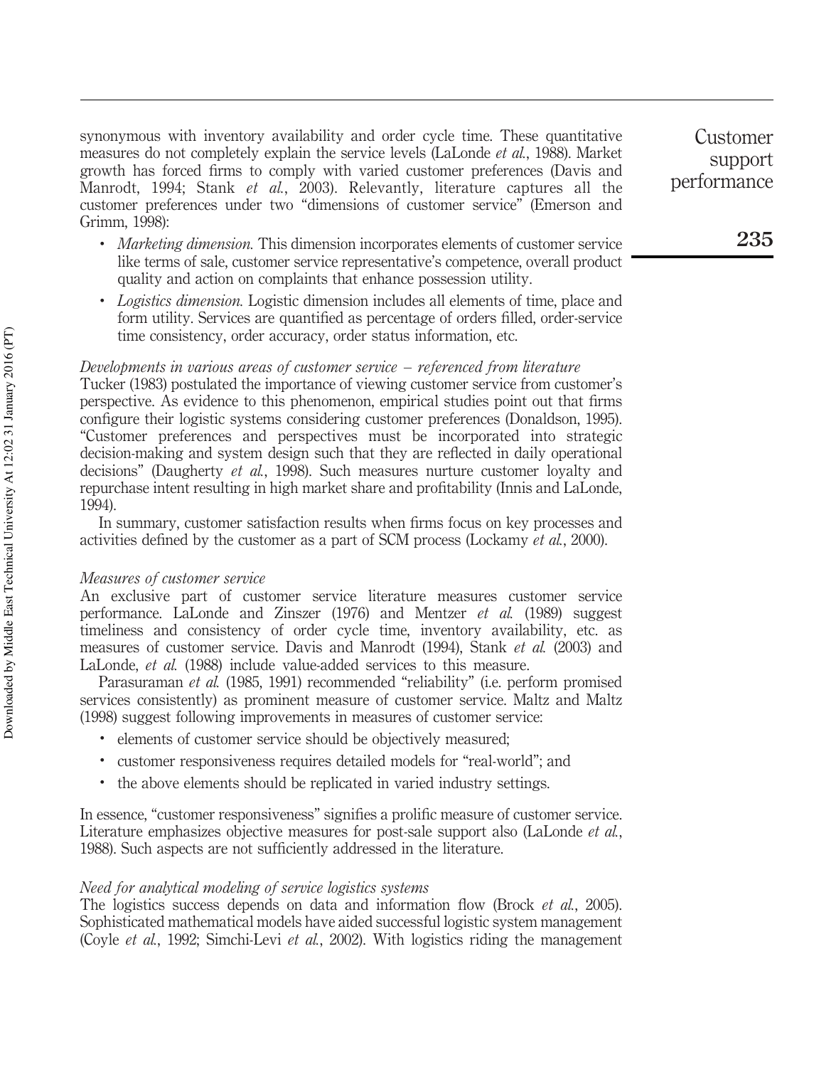synonymous with inventory availability and order cycle time. These quantitative measures do not completely explain the service levels (LaLonde *et al.*, 1988). Market growth has forced firms to comply with varied customer preferences (Davis and Manrodt, 1994; Stank *et al.*, 2003). Relevantly, literature captures all the customer preferences under two "dimensions of customer service" (Emerson and Grimm, 1998):

- *Marketing dimension.* This dimension incorporates elements of customer service like terms of sale, customer service representative's competence, overall product quality and action on complaints that enhance possession utility.
- *Logistics dimension.* Logistic dimension includes all elements of time, place and form utility. Services are quantified as percentage of orders filled, order-service time consistency, order accuracy, order status information, etc.

### *Developments in various areas of customer service – referenced from literature*

Tucker (1983) postulated the importance of viewing customer service from customer's perspective. As evidence to this phenomenon, empirical studies point out that firms configure their logistic systems considering customer preferences (Donaldson, 1995). "Customer preferences and perspectives must be incorporated into strategic decision-making and system design such that they are reflected in daily operational decisions" (Daugherty *et al.*, 1998). Such measures nurture customer loyalty and repurchase intent resulting in high market share and profitability (Innis and LaLonde, 1994).

In summary, customer satisfaction results when firms focus on key processes and activities defined by the customer as a part of SCM process (Lockamy *et al.*, 2000).

### *Measures of customer service*

An exclusive part of customer service literature measures customer service performance. LaLonde and Zinszer (1976) and Mentzer *et al.* (1989) suggest timeliness and consistency of order cycle time, inventory availability, etc. as measures of customer service. Davis and Manrodt (1994), Stank *et al.* (2003) and LaLonde, *et al.* (1988) include value-added services to this measure.

Parasuraman *et al.* (1985, 1991) recommended "reliability" (i.e. perform promised services consistently) as prominent measure of customer service. Maltz and Maltz (1998) suggest following improvements in measures of customer service:

- elements of customer service should be objectively measured;
- customer responsiveness requires detailed models for "real-world"; and
- the above elements should be replicated in varied industry settings.

In essence, "customer responsiveness" signifies a prolific measure of customer service. Literature emphasizes objective measures for post-sale support also (LaLonde *et al.*, 1988). Such aspects are not sufficiently addressed in the literature.

### *Need for analytical modeling of service logistics systems*

The logistics success depends on data and information flow (Brock *et al.*, 2005). Sophisticated mathematical models have aided successful logistic system management (Coyle *et al.*, 1992; Simchi-Levi *et al.*, 2002). With logistics riding the management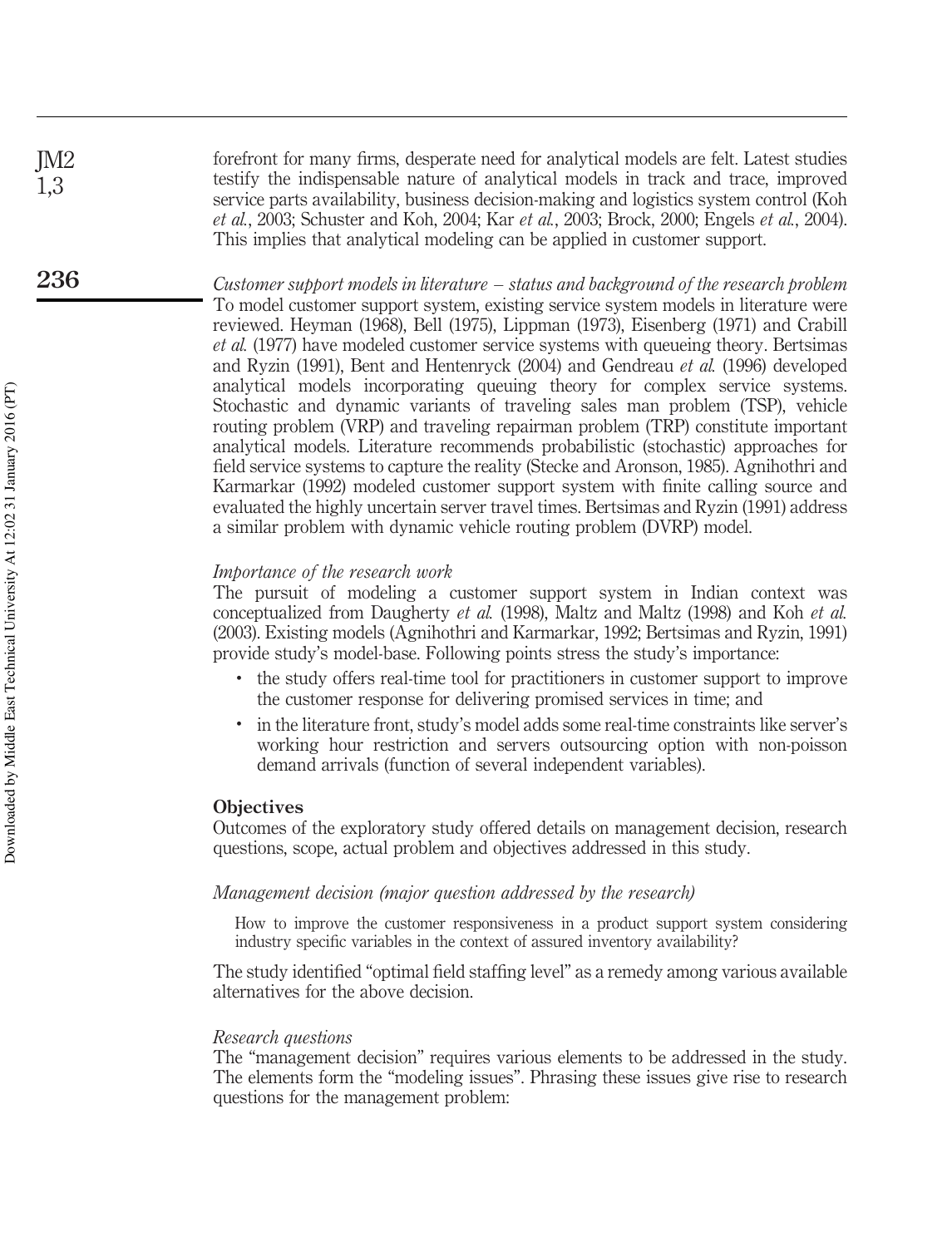forefront for many firms, desperate need for analytical models are felt. Latest studies testify the indispensable nature of analytical models in track and trace, improved service parts availability, business decision-making and logistics system control (Koh *et al.*, 2003; Schuster and Koh, 2004; Kar *et al.*, 2003; Brock, 2000; Engels *et al.*, 2004). This implies that analytical modeling can be applied in customer support.

*Customer support models in literature – status and background of the research problem*
To model customer support system, existing service system models in literature were reviewed. Heyman (1968), Bell (1975), Lippman (1973), Eisenberg (1971) and Crabill *et al.* (1977) have modeled customer service systems with queueing theory. Bertsimas and Ryzin (1991), Bent and Hentenryck (2004) and Gendreau *et al.* (1996) developed analytical models incorporating queuing theory for complex service systems. Stochastic and dynamic variants of traveling sales man problem (TSP), vehicle routing problem (VRP) and traveling repairman problem (TRP) constitute important analytical models. Literature recommends probabilistic (stochastic) approaches for field service systems to capture the reality (Stecke and Aronson, 1985). Agnihothri and Karmarkar (1992) modeled customer support system with finite calling source and evaluated the highly uncertain server travel times. Bertsimas and Ryzin (1991) address a similar problem with dynamic vehicle routing problem (DVRP) model.

*Importance of the research work*
The pursuit of modeling a customer support system in Indian context was conceptualized from Daugherty *et al.* (1998), Maltz and Maltz (1998) and Koh *et al.* (2003). Existing models (Agnihothri and Karmarkar, 1992; Bertsimas and Ryzin, 1991) provide study's model-base. Following points stress the study's importance:

- the study offers real-time tool for practitioners in customer support to improve the customer response for delivering promised services in time; and
- in the literature front, study's model adds some real-time constraints like server's working hour restriction and servers outsourcing option with non-poisson demand arrivals (function of several independent variables).

## Objectives

Outcomes of the exploratory study offered details on management decision, research questions, scope, actual problem and objectives addressed in this study.

*Management decision (major question addressed by the research)*

> How to improve the customer responsiveness in a product support system considering industry specific variables in the context of assured inventory availability?

The study identified "optimal field staffing level" as a remedy among various available alternatives for the above decision.

*Research questions*
The "management decision" requires various elements to be addressed in the study. The elements form the "modeling issues". Phrasing these issues give rise to research questions for the management problem: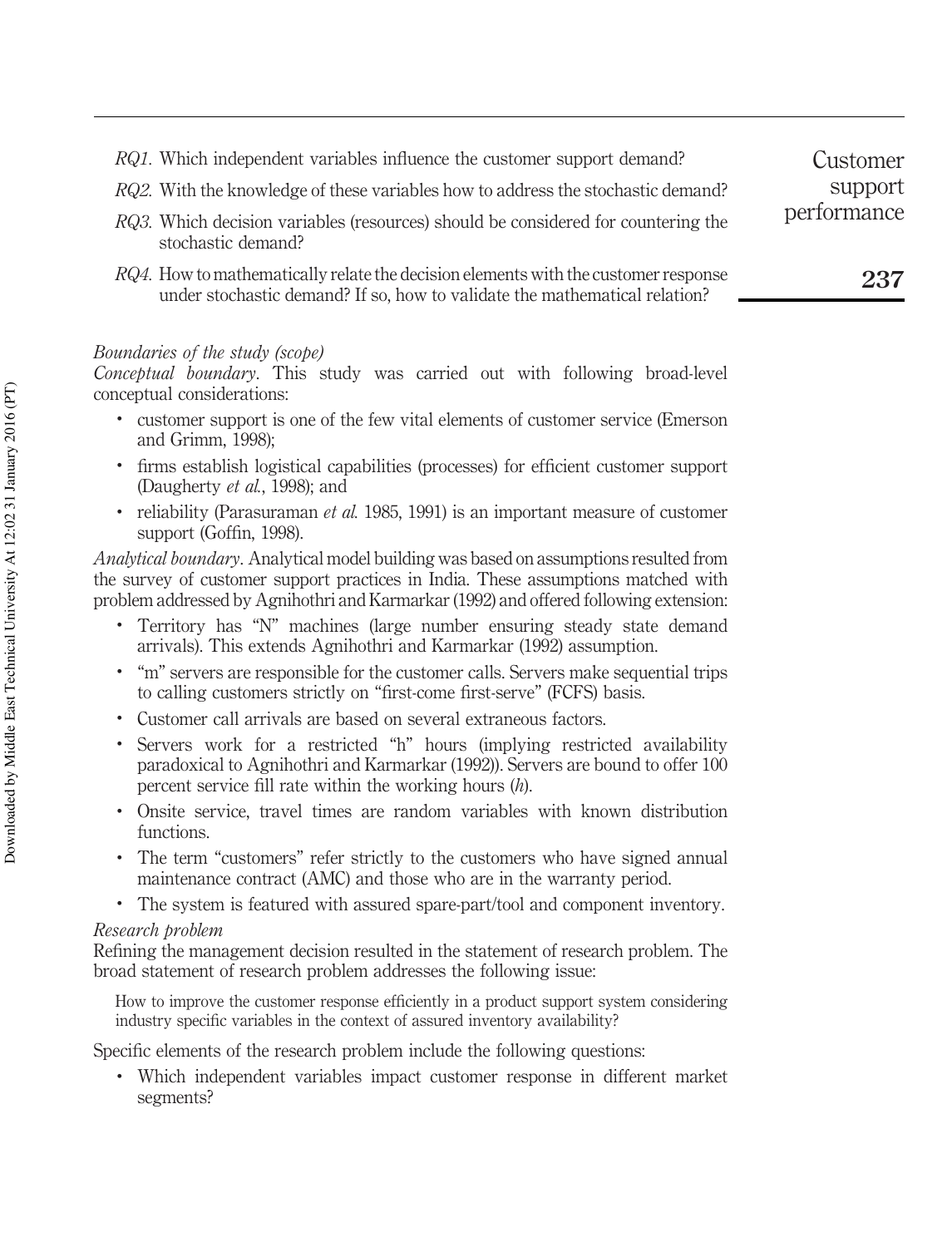*RQ1*. Which independent variables influence the customer support demand?

*RQ2*. With the knowledge of these variables how to address the stochastic demand?

*RQ3*. Which decision variables (resources) should be considered for countering the stochastic demand?

*RQ4*. How to mathematically relate the decision elements with the customer response under stochastic demand? If so, how to validate the mathematical relation?

*Boundaries of the study (scope)*

*Conceptual boundary*. This study was carried out with following broad-level conceptual considerations:

- customer support is one of the few vital elements of customer service (Emerson and Grimm, 1998);
- firms establish logistical capabilities (processes) for efficient customer support (Daugherty *et al.*, 1998); and
- reliability (Parasuraman *et al.* 1985, 1991) is an important measure of customer support (Goffin, 1998).

*Analytical boundary*. Analytical model building was based on assumptions resulted from the survey of customer support practices in India. These assumptions matched with problem addressed by Agnihothri and Karmarkar (1992) and offered following extension:

- Territory has "N" machines (large number ensuring steady state demand arrivals). This extends Agnihothri and Karmarkar (1992) assumption.
- "m" servers are responsible for the customer calls. Servers make sequential trips to calling customers strictly on "first-come first-serve" (FCFS) basis.
- Customer call arrivals are based on several extraneous factors.
- Servers work for a restricted "h" hours (implying restricted availability paradoxical to Agnihothri and Karmarkar (1992)). Servers are bound to offer 100 percent service fill rate within the working hours ($h$).
- Onsite service, travel times are random variables with known distribution functions.
- The term "customers" refer strictly to the customers who have signed annual maintenance contract (AMC) and those who are in the warranty period.
- The system is featured with assured spare-part/tool and component inventory.

*Research problem*

Refining the management decision resulted in the statement of research problem. The broad statement of research problem addresses the following issue:

> How to improve the customer response efficiently in a product support system considering industry specific variables in the context of assured inventory availability?

Specific elements of the research problem include the following questions:

- Which independent variables impact customer response in different market segments?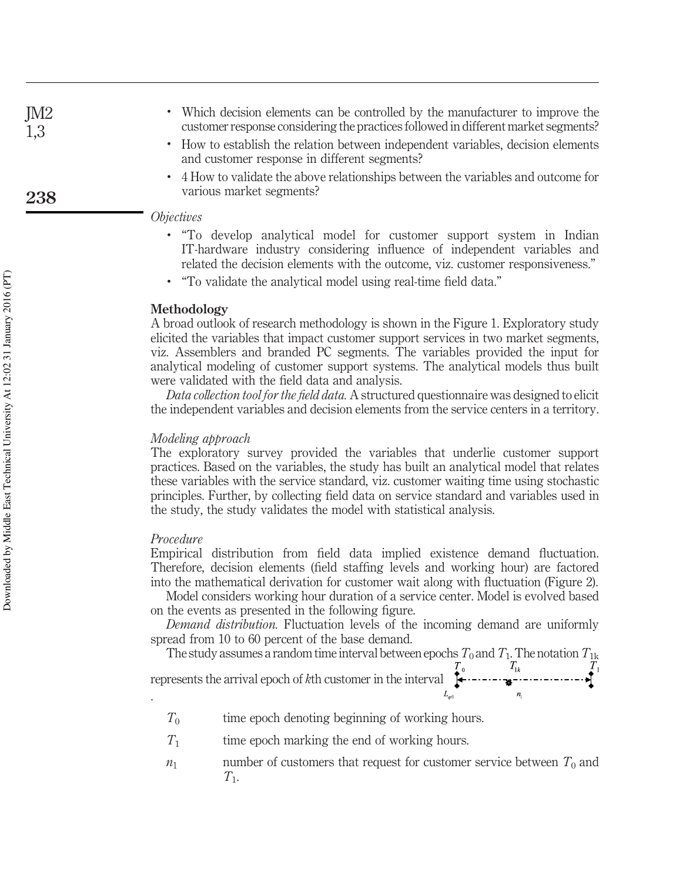- Which decision elements can be controlled by the manufacturer to improve the customer response considering the practices followed in different market segments?
- How to establish the relation between independent variables, decision elements and customer response in different segments?
- 4 How to validate the above relationships between the variables and outcome for various market segments?

*Objectives*

- "To develop analytical model for customer support system in Indian IT-hardware industry considering influence of independent variables and related the decision elements with the outcome, viz. customer responsiveness."
- "To validate the analytical model using real-time field data."

## Methodology

A broad outlook of research methodology is shown in the Figure 1. Exploratory study elicited the variables that impact customer support services in two market segments, viz. Assemblers and branded PC segments. The variables provided the input for analytical modeling of customer support systems. The analytical models thus built were validated with the field data and analysis.

*Data collection tool for the field data.* A structured questionnaire was designed to elicit the independent variables and decision elements from the service centers in a territory.

*Modeling approach*

The exploratory survey provided the variables that underlie customer support practices. Based on the variables, the study has built an analytical model that relates these variables with the service standard, viz. customer waiting time using stochastic principles. Further, by collecting field data on service standard and variables used in the study, the study validates the model with statistical analysis.

*Procedure*

Empirical distribution from field data implied existence demand fluctuation. Therefore, decision elements (field staffing levels and working hour) are factored into the mathematical derivation for customer wait along with fluctuation (Figure 2).

Model considers working hour duration of a service center. Model is evolved based on the events as presented in the following figure.

*Demand distribution.* Fluctuation levels of the incoming demand are uniformly spread from 10 to 60 percent of the base demand.

The study assumes a random time interval between epochs $T_0$ and $T_1$. The notation $T_{1k}$ represents the arrival epoch of $k$th customer in the interval $T_0$ ($L_{q_{t1}}$) – $T_{1k}$ ($n_1$) – $T_1$.

| | |
|---|---|
| $T_0$ | time epoch denoting beginning of working hours. |
| $T_1$ | time epoch marking the end of working hours. |
| $n_1$ | number of customers that request for customer service between $T_0$ and $T_1$. |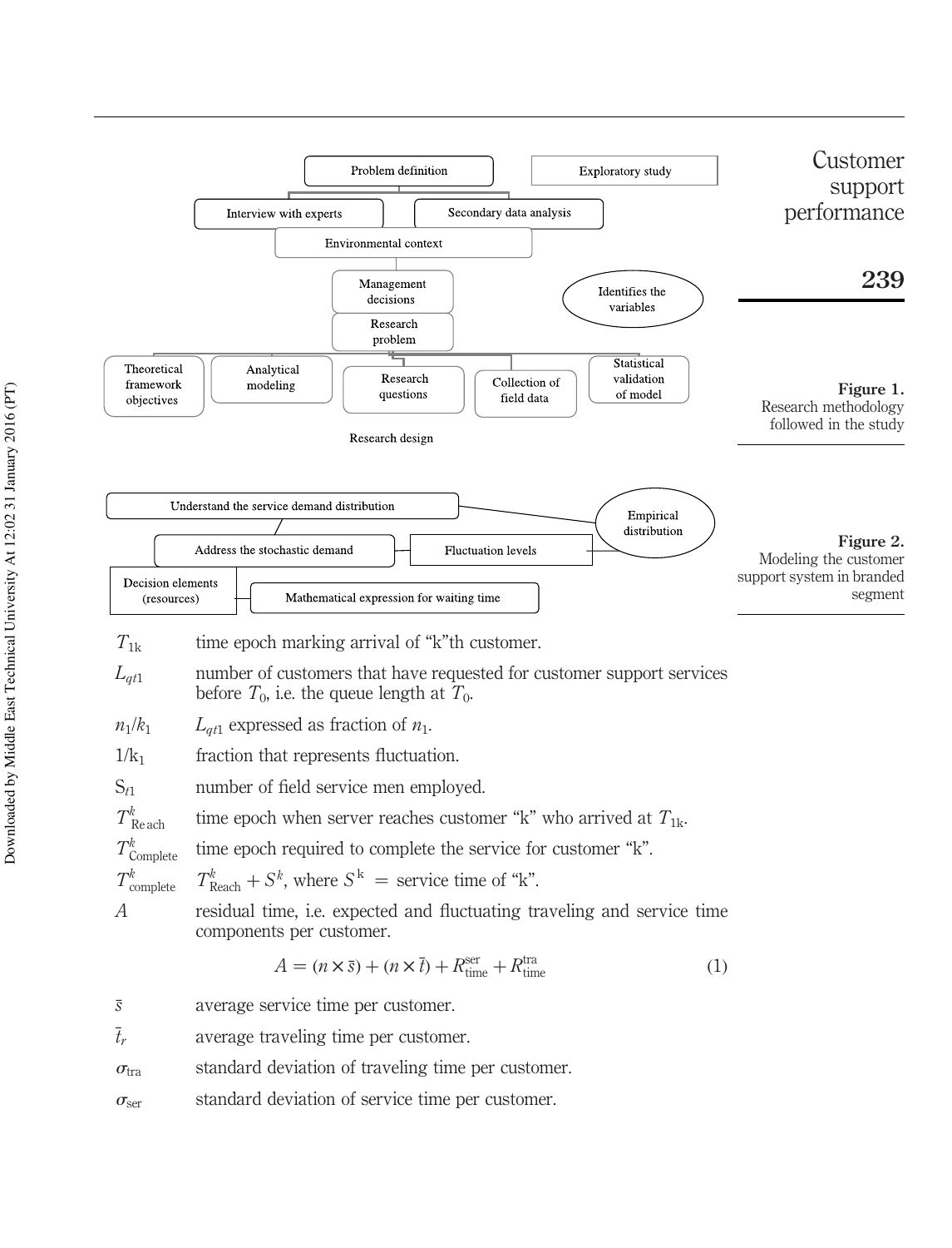Figure 1. Research methodology followed in the study

Figure 2. Modeling the customer support system in branded segment

$T_{1k}$ time epoch marking arrival of "k"th customer.

$L_{qt1}$ number of customers that have requested for customer support services before $T_0$, i.e. the queue length at $T_0$.

$n_1/k_1$ $L_{qt1}$ expressed as fraction of $n_1$.

$1/k_1$ fraction that represents fluctuation.

$S_{t1}$ number of field service men employed.

$T^k_{\text{Reach}}$ time epoch when server reaches customer "k" who arrived at $T_{1k}$.

$T^k_{\text{Complete}}$ time epoch required to complete the service for customer "k".

$T^k_{\text{complete}}$ $T^k_{\text{Reach}} + S^k$, where $S^k$ = service time of "k".

$A$ residual time, i.e. expected and fluctuating traveling and service time components per customer.

$$A = (n \times \bar{s}) + (n \times \bar{t}) + R^{\text{ser}}_{\text{time}} + R^{\text{tra}}_{\text{time}} \quad (1)$$

$\bar{s}$ average service time per customer.

$\bar{t}_r$ average traveling time per customer.

$\sigma_{\text{tra}}$ standard deviation of traveling time per customer.

$\sigma_{\text{ser}}$ standard deviation of service time per customer.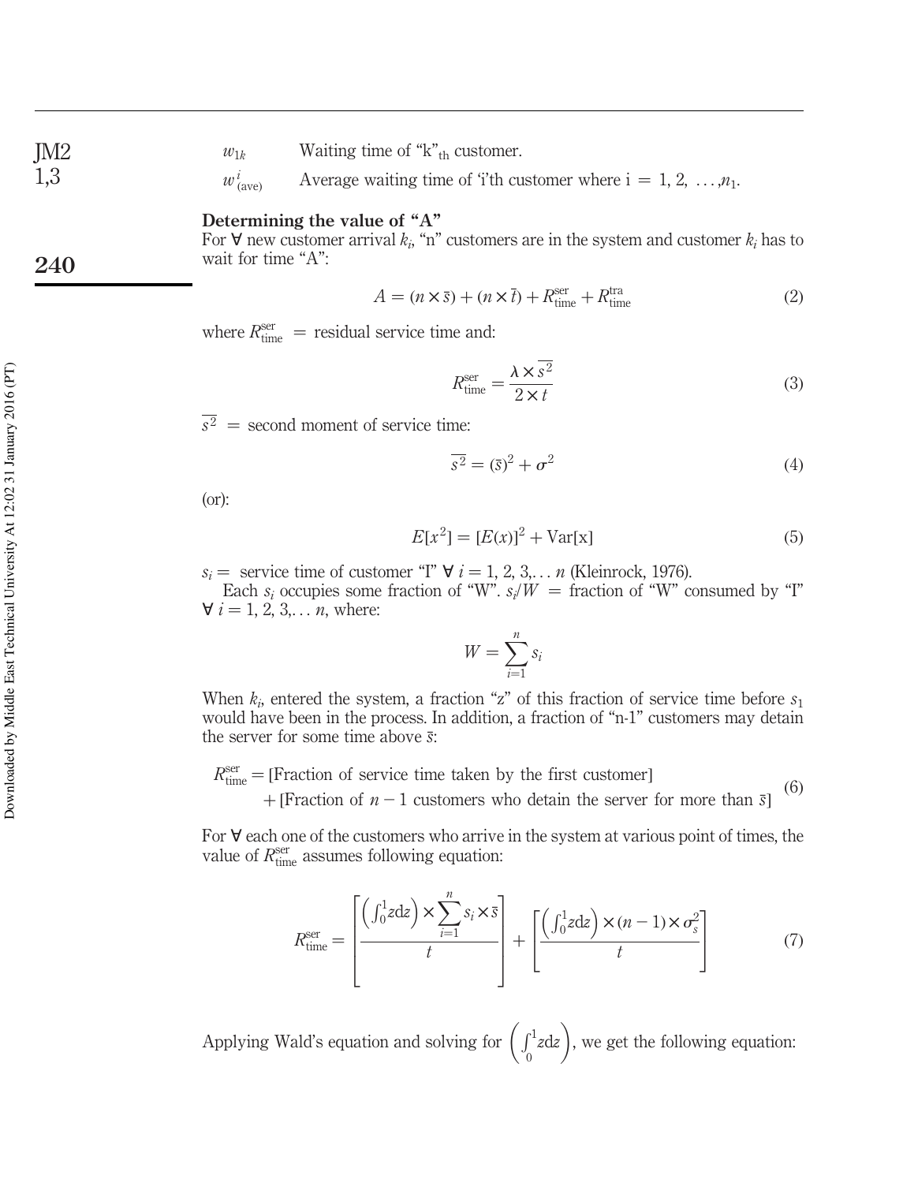| | |
|---|---|
| $w_{1k}$ | Waiting time of "k"$_{\text{th}}$ customer. |
| $w^{i}_{(\text{ave})}$ | Average waiting time of 'i'th customer where i = 1, 2, …,$n_1$. |

**Determining the value of "A"**

For ∀ new customer arrival $k_i$, "n" customers are in the system and customer $k_i$ has to wait for time "A":

$$A = (n \times \bar{s}) + (n \times \bar{t}) + R^{\text{ser}}_{\text{time}} + R^{\text{tra}}_{\text{time}} \tag{2}$$

where $R^{\text{ser}}_{\text{time}}$ = residual service time and:

$$R^{\text{ser}}_{\text{time}} = \frac{\lambda \times \overline{s^2}}{2 \times t} \tag{3}$$

$\overline{s^2}$ = second moment of service time:

$$\overline{s^2} = (\bar{s})^2 + \sigma^2 \tag{4}$$

(or):

$$E[x^2] = [E(x)]^2 + \text{Var[x]} \tag{5}$$

$s_i$ = service time of customer "I" ∀ $i$ = 1, 2, 3,… $n$ (Kleinrock, 1976).

Each $s_i$ occupies some fraction of "W". $s_i/W$ = fraction of "W" consumed by "I" ∀ $i$ = 1, 2, 3,… $n$, where:

$$W = \sum_{i=1}^{n} s_i$$

When $k_i$, entered the system, a fraction "z" of this fraction of service time before $s_1$ would have been in the process. In addition, a fraction of "n-1" customers may detain the server for some time above $\bar{s}$:

$$\begin{aligned} R^{\text{ser}}_{\text{time}} = &[\text{Fraction of service time taken by the first customer}] \\ &+ [\text{Fraction of } n-1 \text{ customers who detain the server for more than } \bar{s}] \end{aligned} \tag{6}$$

For ∀ each one of the customers who arrive in the system at various point of times, the value of $R^{\text{ser}}_{\text{time}}$ assumes following equation:

$$R^{\text{ser}}_{\text{time}} = \left[\frac{\left(\int_0^1 z\text{d}z\right) \times \sum_{i=1}^{n} s_i \times \bar{s}}{t}\right] + \left[\frac{\left(\int_0^1 z\text{d}z\right) \times (n-1) \times \sigma^2_s}{t}\right] \tag{7}$$

Applying Wald's equation and solving for $\left(\int_0^1 z\text{d}z\right)$, we get the following equation: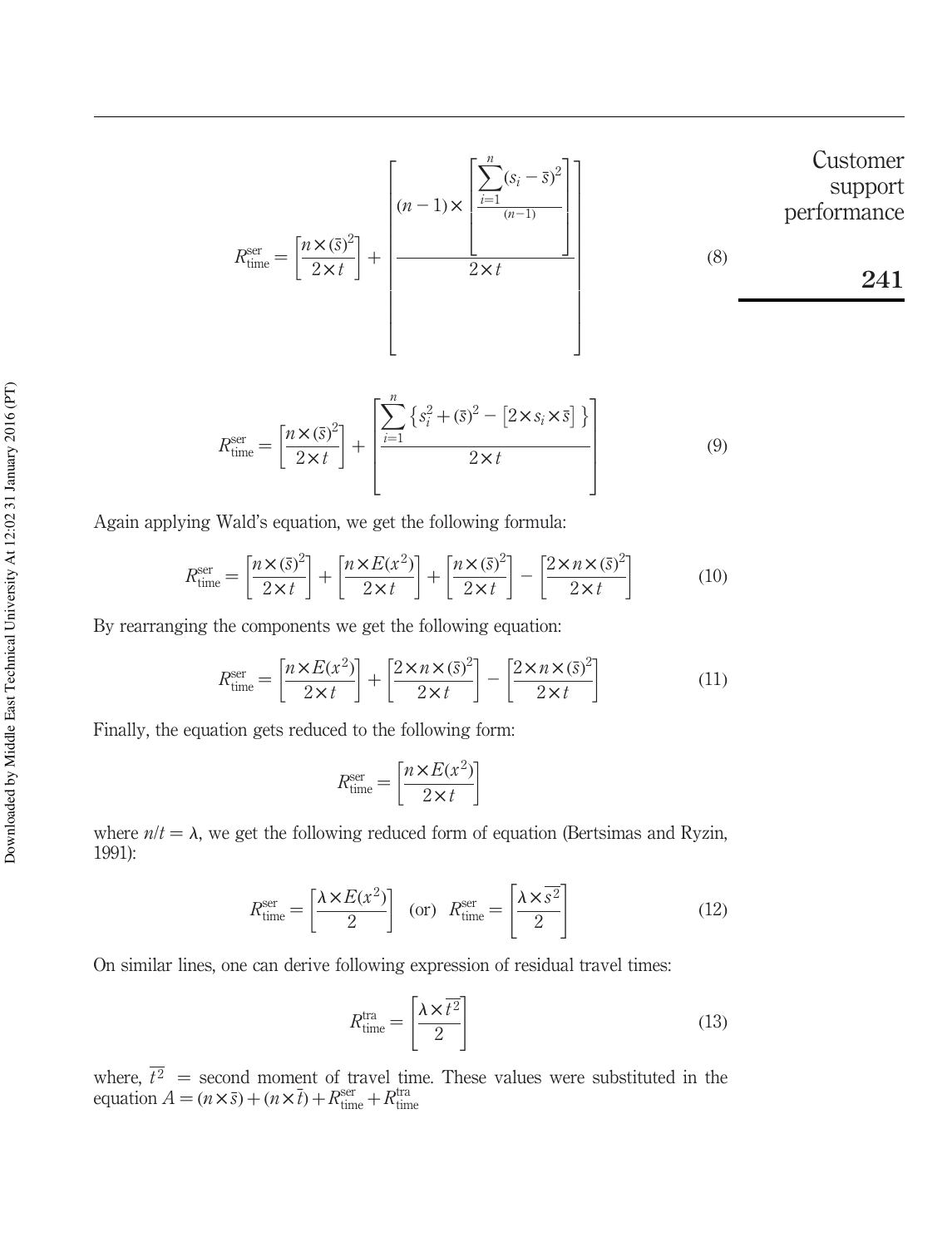$$R_{\text{time}}^{\text{ser}} = \left[\frac{n \times (\bar{s})^2}{2 \times t}\right] + \left[\frac{(n-1) \times \left[\frac{\sum_{i=1}^{n}(s_i - \bar{s})^2}{(n-1)}\right]}{2 \times t}\right] \tag{8}$$

$$R_{\text{time}}^{\text{ser}} = \left[\frac{n \times (\bar{s})^2}{2 \times t}\right] + \left[\frac{\sum_{i=1}^{n}\left\{s_i^2 + (\bar{s})^2 - \left[2 \times s_i \times \bar{s}\right]\right\}}{2 \times t}\right] \tag{9}$$

Again applying Wald's equation, we get the following formula:

$$R_{\text{time}}^{\text{ser}} = \left[\frac{n \times (\bar{s})^2}{2 \times t}\right] + \left[\frac{n \times E(x^2)}{2 \times t}\right] + \left[\frac{n \times (\bar{s})^2}{2 \times t}\right] - \left[\frac{2 \times n \times (\bar{s})^2}{2 \times t}\right] \tag{10}$$

By rearranging the components we get the following equation:

$$R_{\text{time}}^{\text{ser}} = \left[\frac{n \times E(x^2)}{2 \times t}\right] + \left[\frac{2 \times n \times (\bar{s})^2}{2 \times t}\right] - \left[\frac{2 \times n \times (\bar{s})^2}{2 \times t}\right] \tag{11}$$

Finally, the equation gets reduced to the following form:

$$R_{\text{time}}^{\text{ser}} = \left[\frac{n \times E(x^2)}{2 \times t}\right]$$

where $n/t = \lambda$, we get the following reduced form of equation (Bertsimas and Ryzin, 1991):

$$R_{\text{time}}^{\text{ser}} = \left[\frac{\lambda \times E(x^2)}{2}\right] \quad \text{(or)} \quad R_{\text{time}}^{\text{ser}} = \left[\frac{\lambda \times \overline{s^2}}{2}\right] \tag{12}$$

On similar lines, one can derive following expression of residual travel times:

$$R_{\text{time}}^{\text{tra}} = \left[\frac{\lambda \times \overline{t^2}}{2}\right] \tag{13}$$

where, $\overline{t^2}$ = second moment of travel time. These values were substituted in the equation $A = (n \times \bar{s}) + (n \times \bar{t}) + R_{\text{time}}^{\text{ser}} + R_{\text{time}}^{\text{tra}}$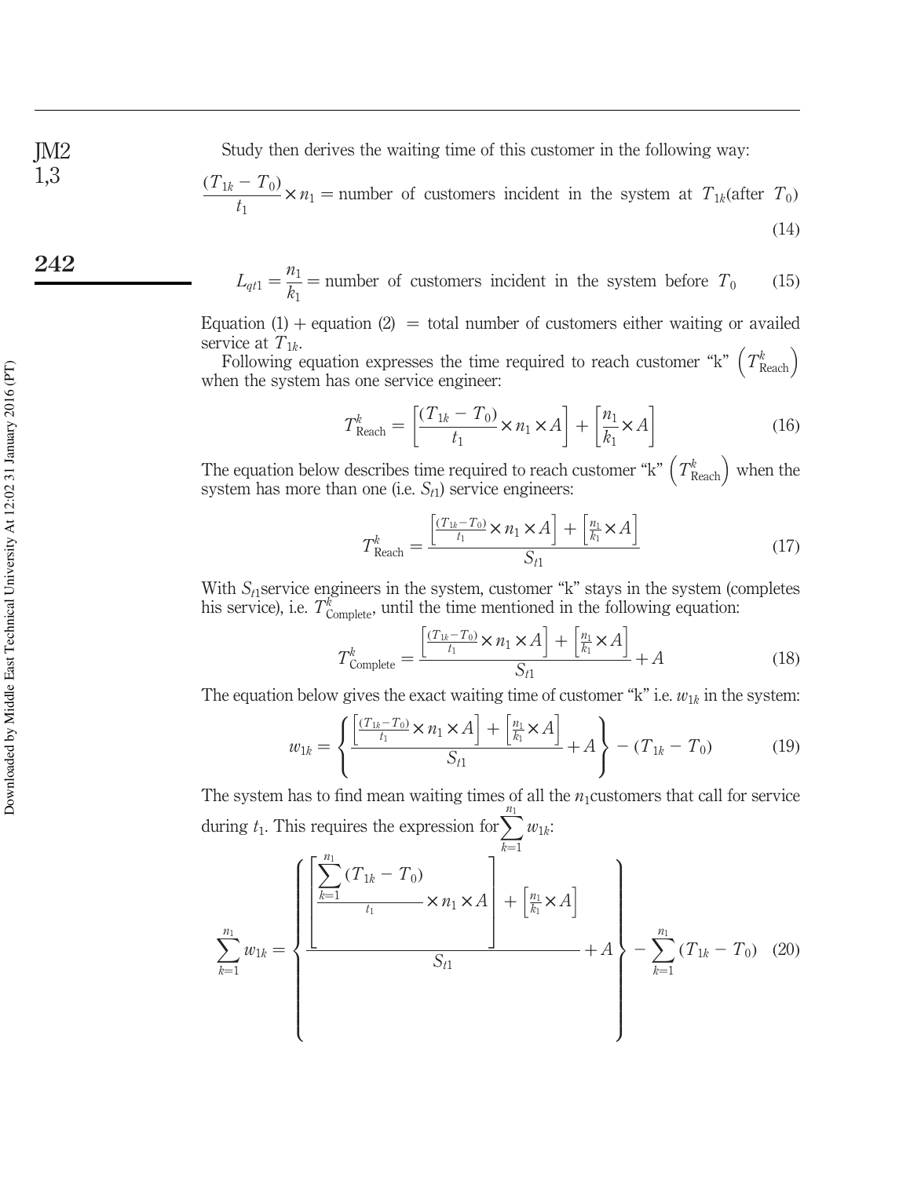Study then derives the waiting time of this customer in the following way:

$$\frac{(T_{1k} - T_0)}{t_1} \times n_1 = \text{number of customers incident in the system at } T_{1k} (\text{after } T_0) \tag{14}$$

$$L_{qt1} = \frac{n_1}{k_1} = \text{number of customers incident in the system before } T_0 \tag{15}$$

Equation (1) + equation (2) = total number of customers either waiting or availed service at $T_{1k}$.

Following equation expresses the time required to reach customer "k" $\left(T^k_{\text{Reach}}\right)$ when the system has one service engineer:

$$T^k_{\text{Reach}} = \left[\frac{(T_{1k} - T_0)}{t_1} \times n_1 \times A\right] + \left[\frac{n_1}{k_1} \times A\right] \tag{16}$$

The equation below describes time required to reach customer "k" $\left(T^k_{\text{Reach}}\right)$ when the system has more than one (i.e. $S_{t1}$) service engineers:

$$T^k_{\text{Reach}} = \frac{\left[\frac{(T_{1k} - T_0)}{t_1} \times n_1 \times A\right] + \left[\frac{n_1}{k_1} \times A\right]}{S_{t1}} \tag{17}$$

With $S_{t1}$service engineers in the system, customer "k" stays in the system (completes his service), i.e. $T^k_{\text{Complete}}$, until the time mentioned in the following equation:

$$T^k_{\text{Complete}} = \frac{\left[\frac{(T_{1k} - T_0)}{t_1} \times n_1 \times A\right] + \left[\frac{n_1}{k_1} \times A\right]}{S_{t1}} + A \tag{18}$$

The equation below gives the exact waiting time of customer "k" i.e. $w_{1k}$ in the system:

$$w_{1k} = \left\{\frac{\left[\frac{(T_{1k} - T_0)}{t_1} \times n_1 \times A\right] + \left[\frac{n_1}{k_1} \times A\right]}{S_{t1}} + A\right\} - (T_{1k} - T_0) \tag{19}$$

The system has to find mean waiting times of all the $n_1$customers that call for service during $t_1$. This requires the expression for $\sum_{k=1}^{n_1} w_{1k}$:

$$\sum_{k=1}^{n_1} w_{1k} = \left\{\frac{\left[\frac{\sum_{k=1}^{n_1}(T_{1k} - T_0)}{t_1} \times n_1 \times A\right] + \left[\frac{n_1}{k_1} \times A\right]}{S_{t1}} + A\right\} - \sum_{k=1}^{n_1}(T_{1k} - T_0) \tag{20}$$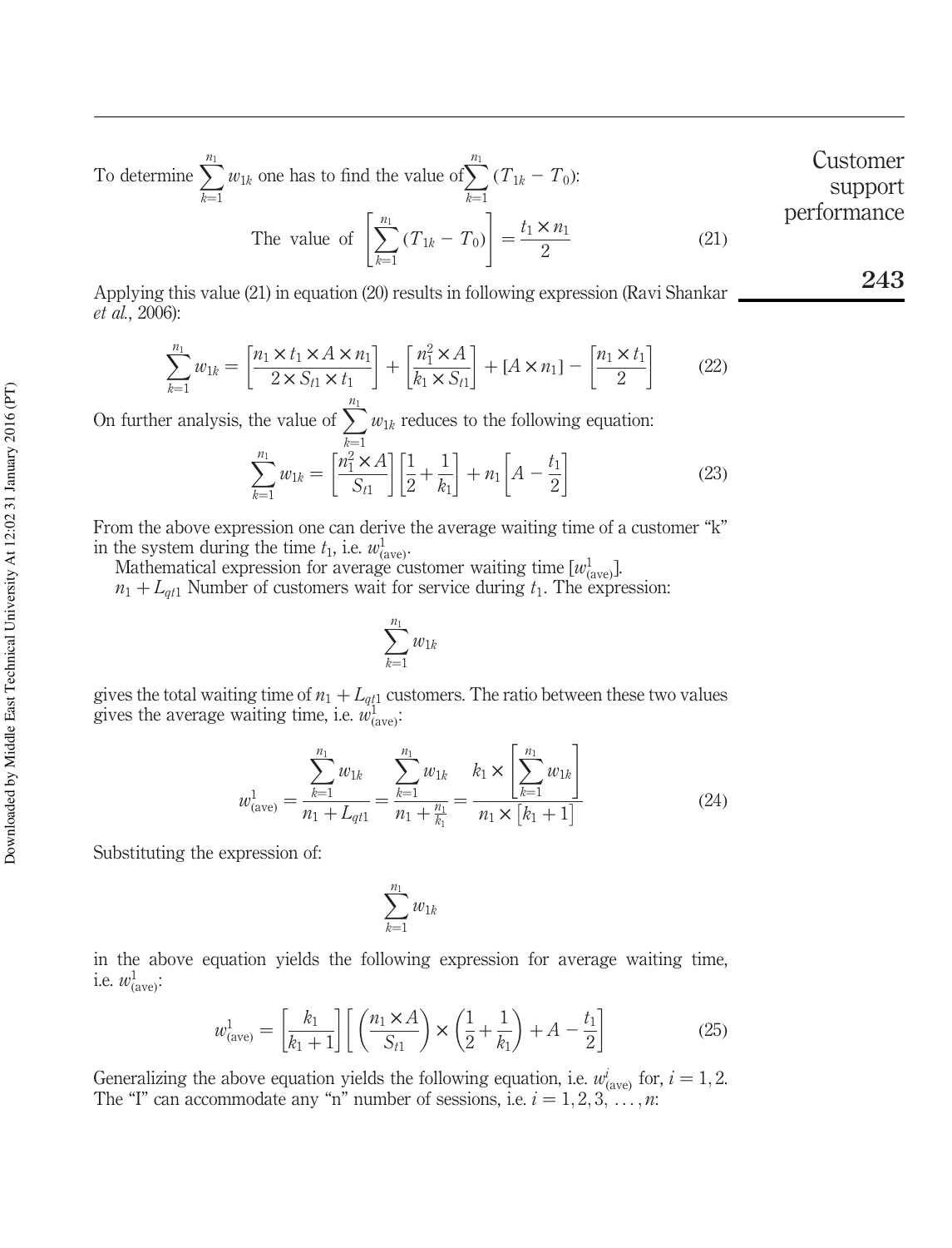To determine $\sum_{k=1}^{n_1} w_{1k}$ one has to find the value of $\sum_{k=1}^{n_1} (T_{1k} - T_0)$:

$$\text{The value of } \left[\sum_{k=1}^{n_1} (T_{1k} - T_0)\right] = \frac{t_1 \times n_1}{2} \tag{21}$$

Applying this value (21) in equation (20) results in following expression (Ravi Shankar *et al.*, 2006):

$$\sum_{k=1}^{n_1} w_{1k} = \left[\frac{n_1 \times t_1 \times A \times n_1}{2 \times S_{t1} \times t_1}\right] + \left[\frac{n_1^2 \times A}{k_1 \times S_{t1}}\right] + [A \times n_1] - \left[\frac{n_1 \times t_1}{2}\right] \tag{22}$$

On further analysis, the value of $\sum_{k=1}^{n_1} w_{1k}$ reduces to the following equation:

$$\sum_{k=1}^{n_1} w_{1k} = \left[\frac{n_1^2 \times A}{S_{t1}}\right]\left[\frac{1}{2} + \frac{1}{k_1}\right] + n_1\left[A - \frac{t_1}{2}\right] \tag{23}$$

From the above expression one can derive the average waiting time of a customer "k" in the system during the time $t_1$, i.e. $w^1_{(\text{ave})}$.

Mathematical expression for average customer waiting time $[w^1_{(\text{ave})}]$.

$n_1 + L_{qt1}$ Number of customers wait for service during $t_1$. The expression:

$$\sum_{k=1}^{n_1} w_{1k}$$

gives the total waiting time of $n_1 + L_{qt1}$ customers. The ratio between these two values gives the average waiting time, i.e. $w^1_{(\text{ave})}$:

$$w^1_{(\text{ave})} = \frac{\sum_{k=1}^{n_1} w_{1k}}{n_1 + L_{qt1}} = \frac{\sum_{k=1}^{n_1} w_{1k}}{n_1 + \frac{n_1}{k_1}} = \frac{k_1 \times \left[\sum_{k=1}^{n_1} w_{1k}\right]}{n_1 \times [k_1 + 1]} \tag{24}$$

Substituting the expression of:

$$\sum_{k=1}^{n_1} w_{1k}$$

in the above equation yields the following expression for average waiting time, i.e. $w^1_{(\text{ave})}$:

$$w^1_{(\text{ave})} = \left[\frac{k_1}{k_1 + 1}\right]\left[\left(\frac{n_1 \times A}{S_{t1}}\right) \times \left(\frac{1}{2} + \frac{1}{k_1}\right) + A - \frac{t_1}{2}\right] \tag{25}$$

Generalizing the above equation yields the following equation, i.e. $w^i_{(\text{ave})}$ for, $i = 1, 2$. The "I" can accommodate any "n" number of sessions, i.e. $i = 1, 2, 3, \ldots, n$: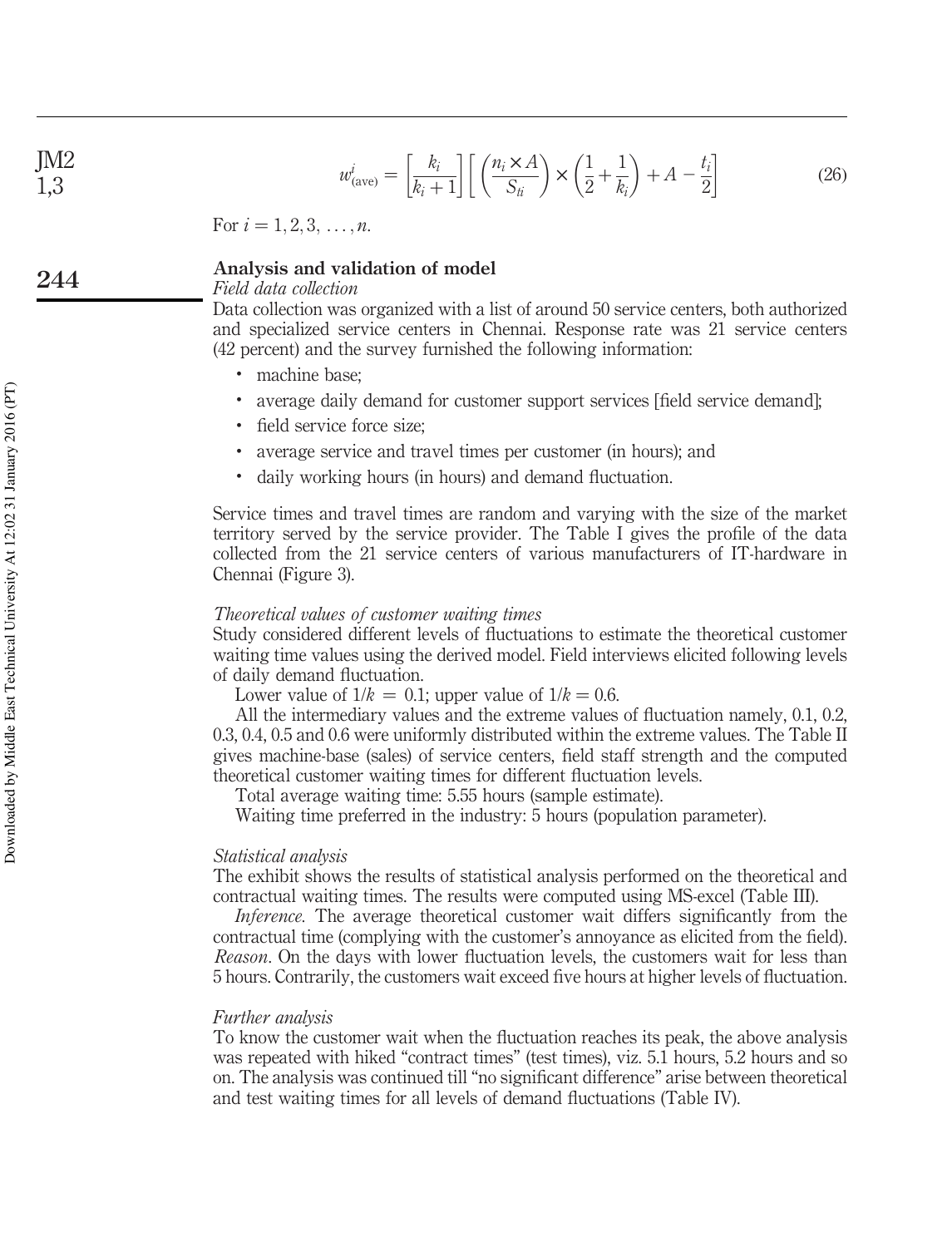$$w^{i}_{(\mathrm{ave})} = \left[\frac{k_i}{k_i+1}\right]\left[\left(\frac{n_i \times A}{S_{ti}}\right) \times \left(\frac{1}{2}+\frac{1}{k_i}\right) + A - \frac{t_i}{2}\right] \tag{26}$$

For $i = 1, 2, 3, \ldots, n$.

## Analysis and validation of model

*Field data collection*

Data collection was organized with a list of around 50 service centers, both authorized and specialized service centers in Chennai. Response rate was 21 service centers (42 percent) and the survey furnished the following information:

- machine base;
- average daily demand for customer support services [field service demand];
- field service force size;
- average service and travel times per customer (in hours); and
- daily working hours (in hours) and demand fluctuation.

Service times and travel times are random and varying with the size of the market territory served by the service provider. The Table I gives the profile of the data collected from the 21 service centers of various manufacturers of IT-hardware in Chennai (Figure 3).

*Theoretical values of customer waiting times*

Study considered different levels of fluctuations to estimate the theoretical customer waiting time values using the derived model. Field interviews elicited following levels of daily demand fluctuation.

Lower value of $1/k = 0.1$; upper value of $1/k = 0.6$.

All the intermediary values and the extreme values of fluctuation namely, 0.1, 0.2, 0.3, 0.4, 0.5 and 0.6 were uniformly distributed within the extreme values. The Table II gives machine-base (sales) of service centers, field staff strength and the computed theoretical customer waiting times for different fluctuation levels.

Total average waiting time: 5.55 hours (sample estimate).

Waiting time preferred in the industry: 5 hours (population parameter).

*Statistical analysis*

The exhibit shows the results of statistical analysis performed on the theoretical and contractual waiting times. The results were computed using MS-excel (Table III).

*Inference*. The average theoretical customer wait differs significantly from the contractual time (complying with the customer's annoyance as elicited from the field). *Reason*. On the days with lower fluctuation levels, the customers wait for less than 5 hours. Contrarily, the customers wait exceed five hours at higher levels of fluctuation.

*Further analysis*

To know the customer wait when the fluctuation reaches its peak, the above analysis was repeated with hiked "contract times" (test times), viz. 5.1 hours, 5.2 hours and so on. The analysis was continued till "no significant difference" arise between theoretical and test waiting times for all levels of demand fluctuations (Table IV).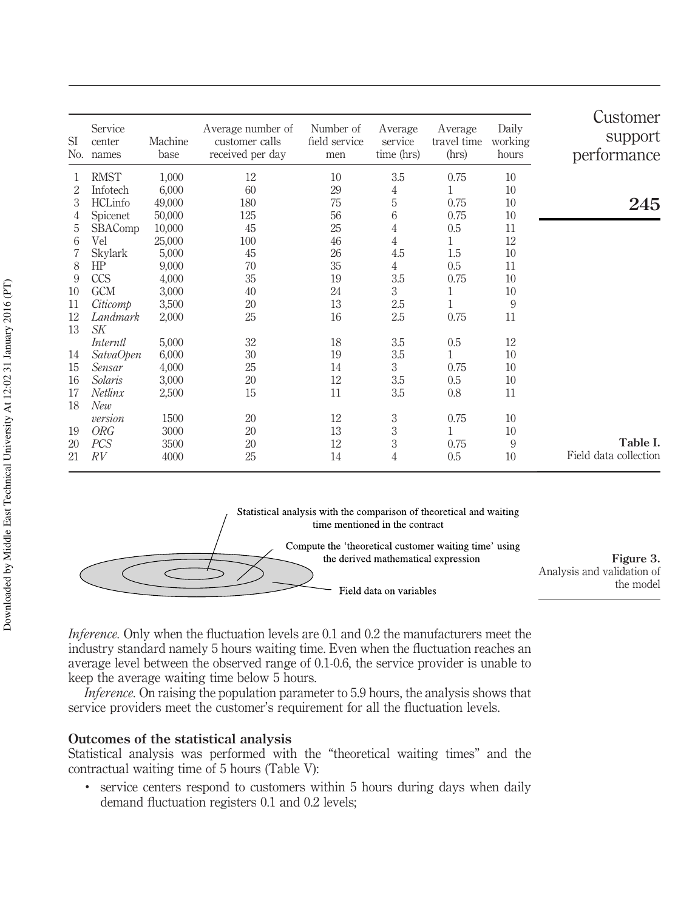| Sl No. | Service center names | Machine base | Average number of customer calls received per day | Number of field service men | Average service time (hrs) | Average travel time (hrs) | Daily working hours |
|---|---|---|---|---|---|---|---|
| 1 | RMST | 1,000 | 12 | 10 | 3.5 | 0.75 | 10 |
| 2 | Infotech | 6,000 | 60 | 29 | 4 | 1 | 10 |
| 3 | HCLinfo | 49,000 | 180 | 75 | 5 | 0.75 | 10 |
| 4 | Spicenet | 50,000 | 125 | 56 | 6 | 0.75 | 10 |
| 5 | SBAComp | 10,000 | 45 | 25 | 4 | 0.5 | 11 |
| 6 | Vel | 25,000 | 100 | 46 | 4 | 1 | 12 |
| 7 | Skylark | 5,000 | 45 | 26 | 4.5 | 1.5 | 10 |
| 8 | HP | 9,000 | 70 | 35 | 4 | 0.5 | 11 |
| 9 | CCS | 4,000 | 35 | 19 | 3.5 | 0.75 | 10 |
| 10 | GCM | 3,000 | 40 | 24 | 3 | 1 | 10 |
| 11 | *Citicomp* | 3,500 | 20 | 13 | 2.5 | 1 | 9 |
| 12 | *Landmark* | 2,000 | 25 | 16 | 2.5 | 0.75 | 11 |
| 13 | *SK Interntl* | 5,000 | 32 | 18 | 3.5 | 0.5 | 12 |
| 14 | *SatvaOpen* | 6,000 | 30 | 19 | 3.5 | 1 | 10 |
| 15 | *Sensar* | 4,000 | 25 | 14 | 3 | 0.75 | 10 |
| 16 | *Solaris* | 3,000 | 20 | 12 | 3.5 | 0.5 | 10 |
| 17 | *Netlinx* | 2,500 | 15 | 11 | 3.5 | 0.8 | 11 |
| 18 | *New version* | 1500 | 20 | 12 | 3 | 0.75 | 10 |
| 19 | *ORG* | 3000 | 20 | 13 | 3 | 1 | 10 |
| 20 | *PCS* | 3500 | 20 | 12 | 3 | 0.75 | 9 |
| 21 | *RV* | 4000 | 25 | 14 | 4 | 0.5 | 10 |

**Table I.** Field data collection

Statistical analysis with the comparison of theoretical and waiting time mentioned in the contract

Compute the 'theoretical customer waiting time' using the derived mathematical expression

Field data on variables

**Figure 3.** Analysis and validation of the model

*Inference*. Only when the fluctuation levels are 0.1 and 0.2 the manufacturers meet the industry standard namely 5 hours waiting time. Even when the fluctuation reaches an average level between the observed range of 0.1-0.6, the service provider is unable to keep the average waiting time below 5 hours.

*Inference*. On raising the population parameter to 5.9 hours, the analysis shows that service providers meet the customer's requirement for all the fluctuation levels.

### Outcomes of the statistical analysis

Statistical analysis was performed with the "theoretical waiting times" and the contractual waiting time of 5 hours (Table V):

- service centers respond to customers within 5 hours during days when daily demand fluctuation registers 0.1 and 0.2 levels;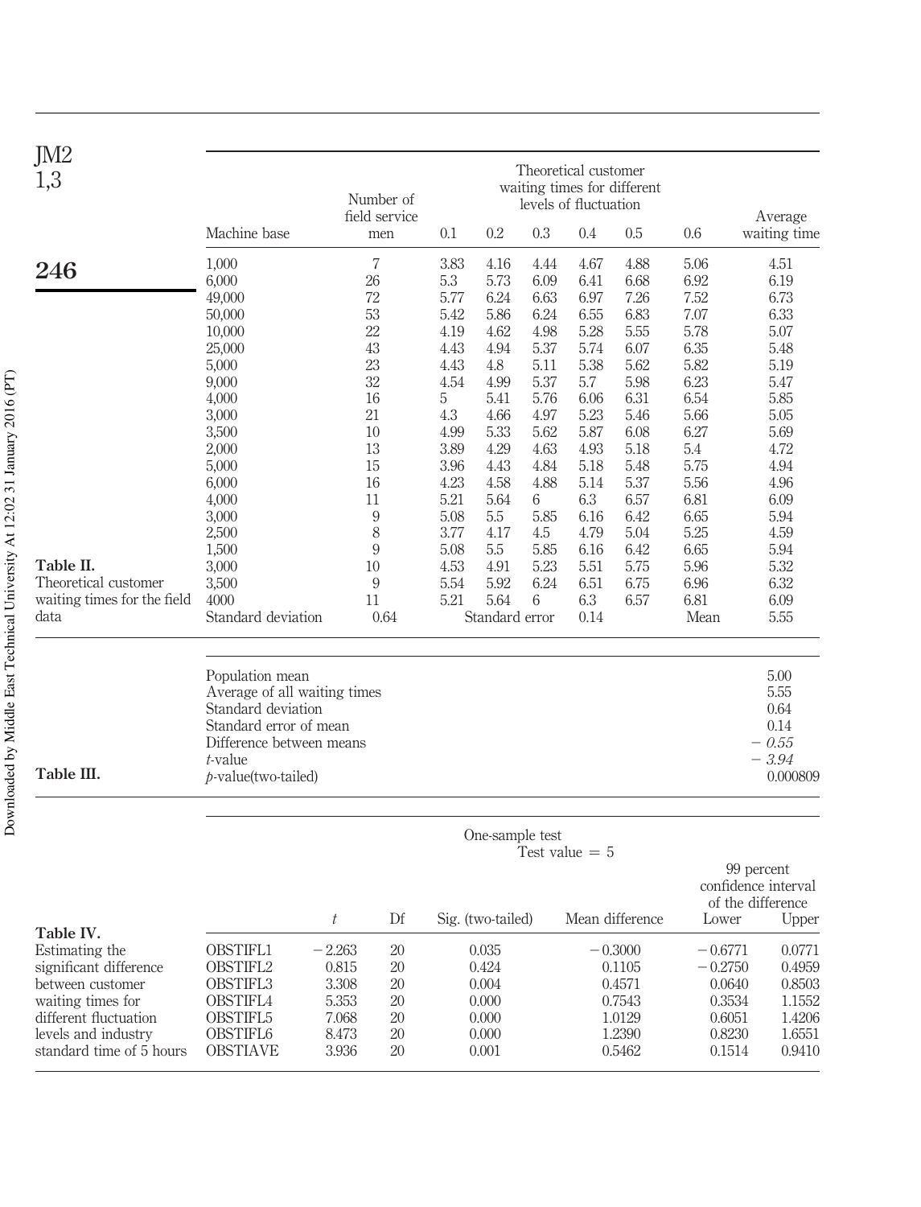**Table II.** Theoretical customer waiting times for the field data

| Machine base | Number of field service men | Theoretical customer waiting times for different levels of fluctuation 0.1 | 0.2 | 0.3 | 0.4 | 0.5 | 0.6 | Average waiting time |
|---|---|---|---|---|---|---|---|---|
| 1,000 | 7 | 3.83 | 4.16 | 4.44 | 4.67 | 4.88 | 5.06 | 4.51 |
| 6,000 | 26 | 5.3 | 5.73 | 6.09 | 6.41 | 6.68 | 6.92 | 6.19 |
| 49,000 | 72 | 5.77 | 6.24 | 6.63 | 6.97 | 7.26 | 7.52 | 6.73 |
| 50,000 | 53 | 5.42 | 5.86 | 6.24 | 6.55 | 6.83 | 7.07 | 6.33 |
| 10,000 | 22 | 4.19 | 4.62 | 4.98 | 5.28 | 5.55 | 5.78 | 5.07 |
| 25,000 | 43 | 4.43 | 4.94 | 5.37 | 5.74 | 6.07 | 6.35 | 5.48 |
| 5,000 | 23 | 4.43 | 4.8 | 5.11 | 5.38 | 5.62 | 5.82 | 5.19 |
| 9,000 | 32 | 4.54 | 4.99 | 5.37 | 5.7 | 5.98 | 6.23 | 5.47 |
| 4,000 | 16 | 5 | 5.41 | 5.76 | 6.06 | 6.31 | 6.54 | 5.85 |
| 3,000 | 21 | 4.3 | 4.66 | 4.97 | 5.23 | 5.46 | 5.66 | 5.05 |
| 3,500 | 10 | 4.99 | 5.33 | 5.62 | 5.87 | 6.08 | 6.27 | 5.69 |
| 2,000 | 13 | 3.89 | 4.29 | 4.63 | 4.93 | 5.18 | 5.4 | 4.72 |
| 5,000 | 15 | 3.96 | 4.43 | 4.84 | 5.18 | 5.48 | 5.75 | 4.94 |
| 6,000 | 16 | 4.23 | 4.58 | 4.88 | 5.14 | 5.37 | 5.56 | 4.96 |
| 4,000 | 11 | 5.21 | 5.64 | 6 | 6.3 | 6.57 | 6.81 | 6.09 |
| 3,000 | 9 | 5.08 | 5.5 | 5.85 | 6.16 | 6.42 | 6.65 | 5.94 |
| 2,500 | 8 | 3.77 | 4.17 | 4.5 | 4.79 | 5.04 | 5.25 | 4.59 |
| 1,500 | 9 | 5.08 | 5.5 | 5.85 | 6.16 | 6.42 | 6.65 | 5.94 |
| 3,000 | 10 | 4.53 | 4.91 | 5.23 | 5.51 | 5.75 | 5.96 | 5.32 |
| 3,500 | 9 | 5.54 | 5.92 | 6.24 | 6.51 | 6.75 | 6.96 | 6.32 |
| 4000 | 11 | 5.21 | 5.64 | 6 | 6.3 | 6.57 | 6.81 | 6.09 |
| Standard deviation | 0.64 | | Standard error | | 0.14 | | Mean | 5.55 |

**Table III.**

| | |
|---|---|
| Population mean | 5.00 |
| Average of all waiting times | 5.55 |
| Standard deviation | 0.64 |
| Standard error of mean | 0.14 |
| Difference between means | *− 0.55* |
| *t*-value | *− 3.94* |
| *p*-value(two-tailed) | 0.000809 |

**Table IV.** Estimating the significant difference between customer waiting times for different fluctuation levels and industry standard time of 5 hours

One-sample test
Test value = 5

| | $t$ | Df | Sig. (two-tailed) | Mean difference | 99 percent confidence interval of the difference Lower | Upper |
|---|---|---|---|---|---|---|
| OBSTIFL1 | −2.263 | 20 | 0.035 | −0.3000 | −0.6771 | 0.0771 |
| OBSTIFL2 | 0.815 | 20 | 0.424 | 0.1105 | −0.2750 | 0.4959 |
| OBSTIFL3 | 3.308 | 20 | 0.004 | 0.4571 | 0.0640 | 0.8503 |
| OBSTIFL4 | 5.353 | 20 | 0.000 | 0.7543 | 0.3534 | 1.1552 |
| OBSTIFL5 | 7.068 | 20 | 0.000 | 1.0129 | 0.6051 | 1.4206 |
| OBSTIFL6 | 8.473 | 20 | 0.000 | 1.2390 | 0.8230 | 1.6551 |
| OBSTIAVE | 3.936 | 20 | 0.001 | 0.5462 | 0.1514 | 0.9410 |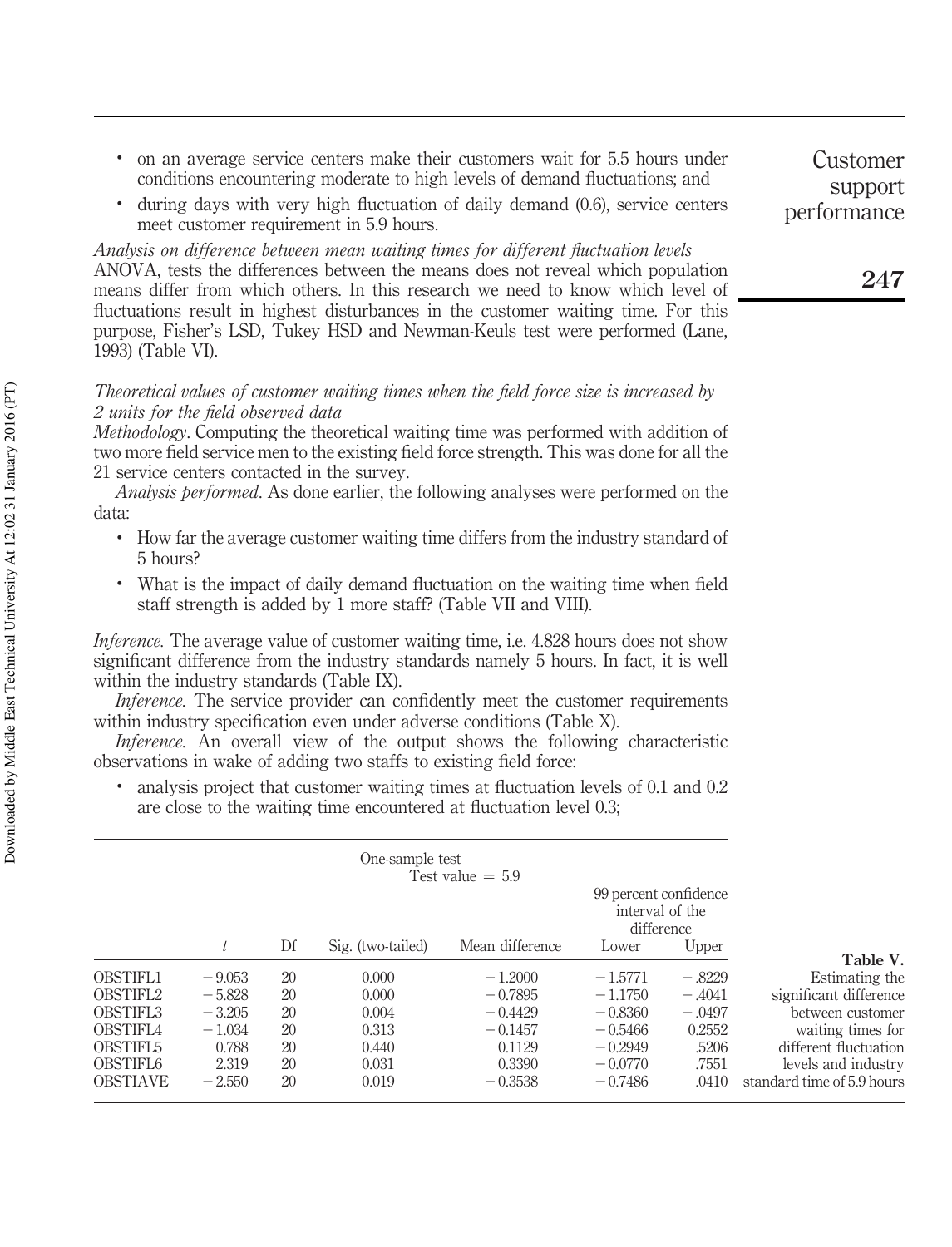- on an average service centers make their customers wait for 5.5 hours under conditions encountering moderate to high levels of demand fluctuations; and
- during days with very high fluctuation of daily demand (0.6), service centers meet customer requirement in 5.9 hours.

*Analysis on difference between mean waiting times for different fluctuation levels*

ANOVA, tests the differences between the means does not reveal which population means differ from which others. In this research we need to know which level of fluctuations result in highest disturbances in the customer waiting time. For this purpose, Fisher's LSD, Tukey HSD and Newman-Keuls test were performed (Lane, 1993) (Table VI).

*Theoretical values of customer waiting times when the field force size is increased by 2 units for the field observed data*

*Methodology*. Computing the theoretical waiting time was performed with addition of two more field service men to the existing field force strength. This was done for all the 21 service centers contacted in the survey.

*Analysis performed*. As done earlier, the following analyses were performed on the data:

- How far the average customer waiting time differs from the industry standard of 5 hours?
- What is the impact of daily demand fluctuation on the waiting time when field staff strength is added by 1 more staff? (Table VII and VIII).

*Inference*. The average value of customer waiting time, i.e. 4.828 hours does not show significant difference from the industry standards namely 5 hours. In fact, it is well within the industry standards (Table IX).

*Inference*. The service provider can confidently meet the customer requirements within industry specification even under adverse conditions (Table X).

*Inference*. An overall view of the output shows the following characteristic observations in wake of adding two staffs to existing field force:

- analysis project that customer waiting times at fluctuation levels of 0.1 and 0.2 are close to the waiting time encountered at fluctuation level 0.3;

**Table V.** Estimating the significant difference between customer waiting times for different fluctuation levels and industry standard time of 5.9 hours

One-sample test, Test value = 5.9

| | $t$ | Df | Sig. (two-tailed) | Mean difference | 99 percent confidence interval of the difference | |
|---|---|---|---|---|---|---|
| | | | | | Lower | Upper |
| OBSTIFL1 | −9.053 | 20 | 0.000 | −1.2000 | −1.5771 | −.8229 |
| OBSTIFL2 | −5.828 | 20 | 0.000 | −0.7895 | −1.1750 | −.4041 |
| OBSTIFL3 | −3.205 | 20 | 0.004 | −0.4429 | −0.8360 | −.0497 |
| OBSTIFL4 | −1.034 | 20 | 0.313 | −0.1457 | −0.5466 | 0.2552 |
| OBSTIFL5 | 0.788 | 20 | 0.440 | 0.1129 | −0.2949 | .5206 |
| OBSTIFL6 | 2.319 | 20 | 0.031 | 0.3390 | −0.0770 | .7551 |
| OBSTIAVE | −2.550 | 20 | 0.019 | −0.3538 | −0.7486 | .0410 |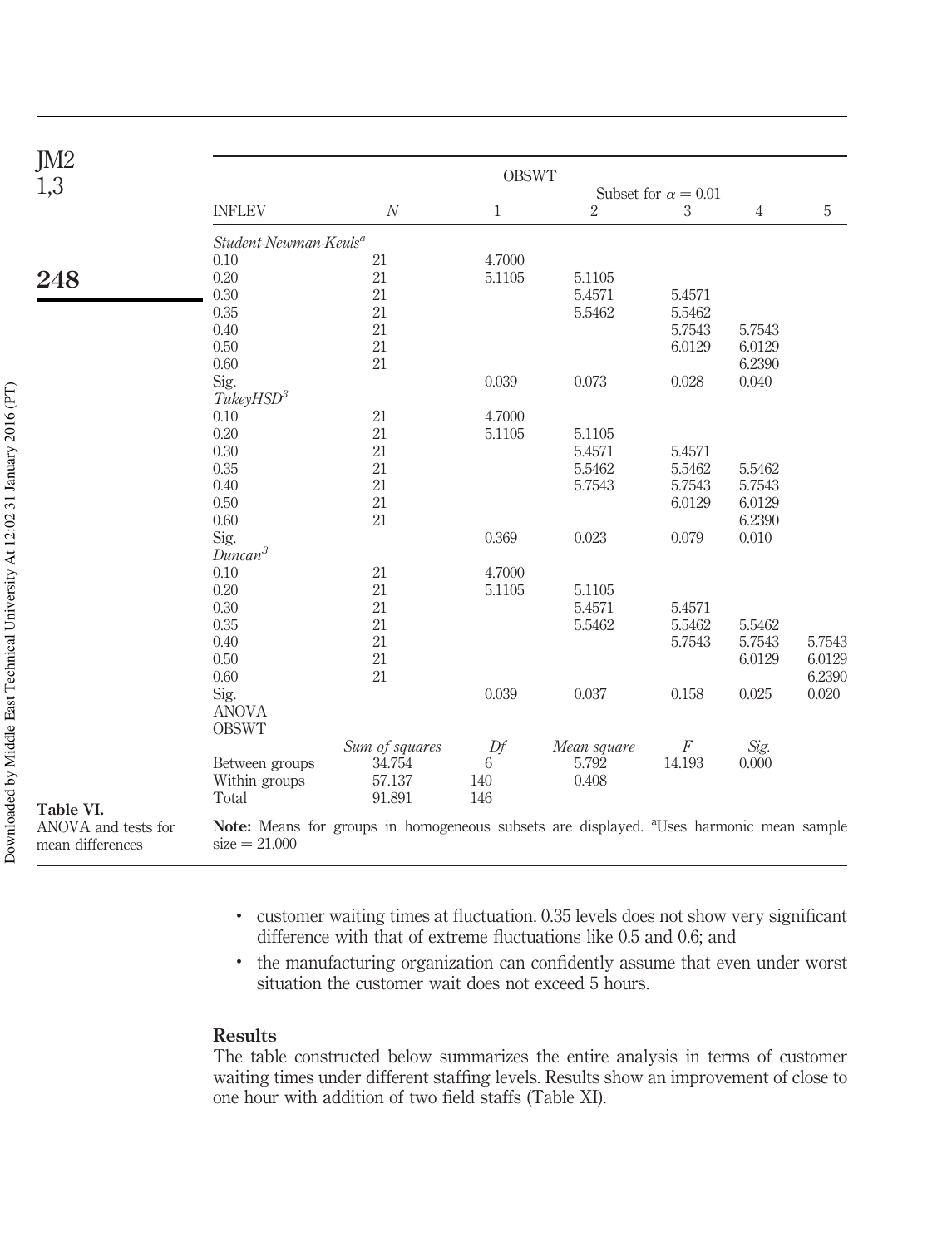**Table VI.** ANOVA and tests for mean differences

| OBSWT | | | | | | |
|---|---|---|---|---|---|---|
| | | Subset for $\alpha = 0.01$ | | | | |
| INFLEV | *N* | 1 | 2 | 3 | 4 | 5 |
| *Student-Newman-Keuls*[a] | | | | | | |
| 0.10 | 21 | 4.7000 | | | | |
| 0.20 | 21 | 5.1105 | 5.1105 | | | |
| 0.30 | 21 | | 5.4571 | 5.4571 | | |
| 0.35 | 21 | | 5.5462 | 5.5462 | | |
| 0.40 | 21 | | | 5.7543 | 5.7543 | |
| 0.50 | 21 | | | 6.0129 | 6.0129 | |
| 0.60 | 21 | | | | 6.2390 | |
| Sig. | | 0.039 | 0.073 | 0.028 | 0.040 | |
| *TukeyHSD*[3] | | | | | | |
| 0.10 | 21 | 4.7000 | | | | |
| 0.20 | 21 | 5.1105 | 5.1105 | | | |
| 0.30 | 21 | | 5.4571 | 5.4571 | | |
| 0.35 | 21 | | 5.5462 | 5.5462 | 5.5462 | |
| 0.40 | 21 | | 5.7543 | 5.7543 | 5.7543 | |
| 0.50 | 21 | | | 6.0129 | 6.0129 | |
| 0.60 | 21 | | | | 6.2390 | |
| Sig. | | 0.369 | 0.023 | 0.079 | 0.010 | |
| *Duncan*[3] | | | | | | |
| 0.10 | 21 | 4.7000 | | | | |
| 0.20 | 21 | 5.1105 | 5.1105 | | | |
| 0.30 | 21 | | 5.4571 | 5.4571 | | |
| 0.35 | 21 | | 5.5462 | 5.5462 | 5.5462 | |
| 0.40 | 21 | | | 5.7543 | 5.7543 | 5.7543 |
| 0.50 | 21 | | | | 6.0129 | 6.0129 |
| 0.60 | 21 | | | | | 6.2390 |
| Sig. | | 0.039 | 0.037 | 0.158 | 0.025 | 0.020 |

| ANOVA OBSWT | *Sum of squares* | *Df* | *Mean square* | *F* | *Sig.* |
|---|---|---|---|---|---|
| Between groups | 34.754 | 6 | 5.792 | 14.193 | 0.000 |
| Within groups | 57.137 | 140 | 0.408 | | |
| Total | 91.891 | 146 | | | |

**Note:** Means for groups in homogeneous subsets are displayed. [a]Uses harmonic mean sample size = 21.000

- customer waiting times at fluctuation. 0.35 levels does not show very significant difference with that of extreme fluctuations like 0.5 and 0.6; and
- the manufacturing organization can confidently assume that even under worst situation the customer wait does not exceed 5 hours.

## Results

The table constructed below summarizes the entire analysis in terms of customer waiting times under different staffing levels. Results show an improvement of close to one hour with addition of two field staffs (Table XI).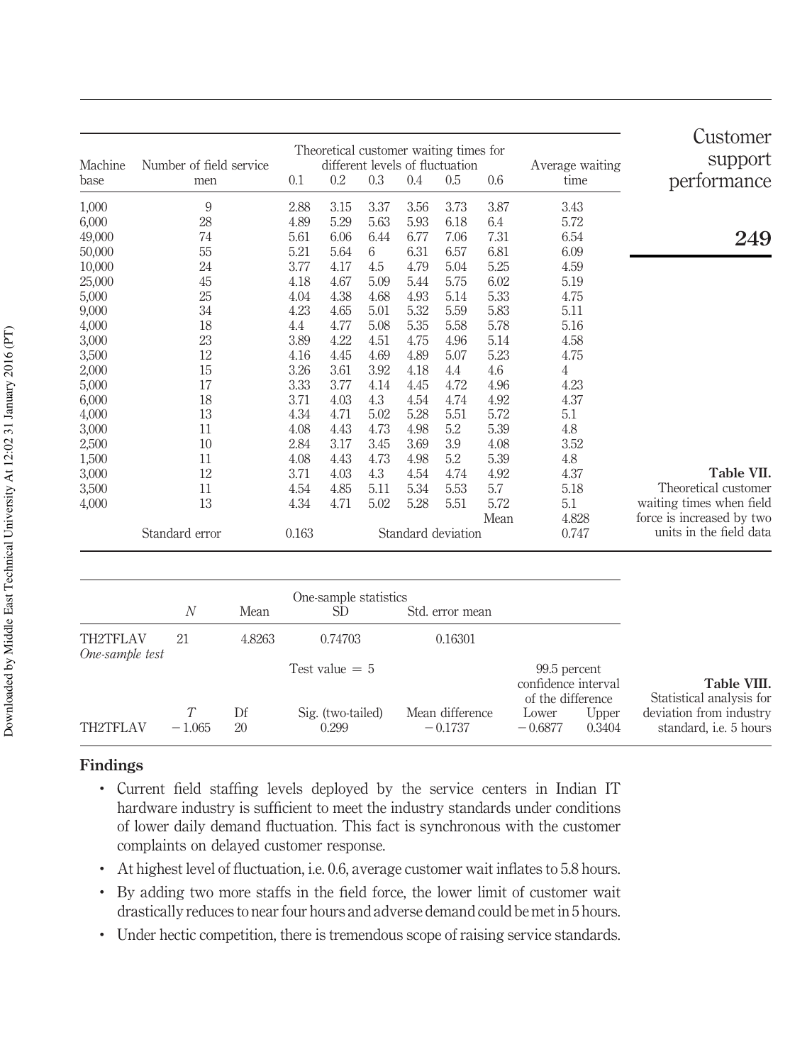**Table VII.** Theoretical customer waiting times when field force is increased by two units in the field data

| Machine base | Number of field service men | Theoretical customer waiting times for different levels of fluctuation 0.1 | 0.2 | 0.3 | 0.4 | 0.5 | 0.6 | Average waiting time |
|---|---|---|---|---|---|---|---|---|
| 1,000 | 9 | 2.88 | 3.15 | 3.37 | 3.56 | 3.73 | 3.87 | 3.43 |
| 6,000 | 28 | 4.89 | 5.29 | 5.63 | 5.93 | 6.18 | 6.4 | 5.72 |
| 49,000 | 74 | 5.61 | 6.06 | 6.44 | 6.77 | 7.06 | 7.31 | 6.54 |
| 50,000 | 55 | 5.21 | 5.64 | 6 | 6.31 | 6.57 | 6.81 | 6.09 |
| 10,000 | 24 | 3.77 | 4.17 | 4.5 | 4.79 | 5.04 | 5.25 | 4.59 |
| 25,000 | 45 | 4.18 | 4.67 | 5.09 | 5.44 | 5.75 | 6.02 | 5.19 |
| 5,000 | 25 | 4.04 | 4.38 | 4.68 | 4.93 | 5.14 | 5.33 | 4.75 |
| 9,000 | 34 | 4.23 | 4.65 | 5.01 | 5.32 | 5.59 | 5.83 | 5.11 |
| 4,000 | 18 | 4.4 | 4.77 | 5.08 | 5.35 | 5.58 | 5.78 | 5.16 |
| 3,000 | 23 | 3.89 | 4.22 | 4.51 | 4.75 | 4.96 | 5.14 | 4.58 |
| 3,500 | 12 | 4.16 | 4.45 | 4.69 | 4.89 | 5.07 | 5.23 | 4.75 |
| 2,000 | 15 | 3.26 | 3.61 | 3.92 | 4.18 | 4.4 | 4.6 | 4 |
| 5,000 | 17 | 3.33 | 3.77 | 4.14 | 4.45 | 4.72 | 4.96 | 4.23 |
| 6,000 | 18 | 3.71 | 4.03 | 4.3 | 4.54 | 4.74 | 4.92 | 4.37 |
| 4,000 | 13 | 4.34 | 4.71 | 5.02 | 5.28 | 5.51 | 5.72 | 5.1 |
| 3,000 | 11 | 4.08 | 4.43 | 4.73 | 4.98 | 5.2 | 5.39 | 4.8 |
| 2,500 | 10 | 2.84 | 3.17 | 3.45 | 3.69 | 3.9 | 4.08 | 3.52 |
| 1,500 | 11 | 4.08 | 4.43 | 4.73 | 4.98 | 5.2 | 5.39 | 4.8 |
| 3,000 | 12 | 3.71 | 4.03 | 4.3 | 4.54 | 4.74 | 4.92 | 4.37 |
| 3,500 | 11 | 4.54 | 4.85 | 5.11 | 5.34 | 5.53 | 5.7 | 5.18 |
| 4,000 | 13 | 4.34 | 4.71 | 5.02 | 5.28 | 5.51 | 5.72 | 5.1 |
| | | | | | | | Mean | 4.828 |
| | Standard error | 0.163 | | | Standard deviation | | | 0.747 |

**Table VIII.** Statistical analysis for deviation from industry standard, i.e. 5 hours

One-sample statistics

| | $N$ | Mean | SD | Std. error mean |
|---|---|---|---|---|
| TH2TFLAV | 21 | 4.8263 | 0.74703 | 0.16301 |

*One-sample test*

| | Test value = 5 | | | | 99.5 percent confidence interval of the difference | |
|---|---|---|---|---|---|---|
| | $T$ | Df | Sig. (two-tailed) | Mean difference | Lower | Upper |
| TH2TFLAV | −1.065 | 20 | 0.299 | −0.1737 | −0.6877 | 0.3404 |

## Findings

- Current field staffing levels deployed by the service centers in Indian IT hardware industry is sufficient to meet the industry standards under conditions of lower daily demand fluctuation. This fact is synchronous with the customer complaints on delayed customer response.
- At highest level of fluctuation, i.e. 0.6, average customer wait inflates to 5.8 hours.
- By adding two more staffs in the field force, the lower limit of customer wait drastically reduces to near four hours and adverse demand could be met in 5 hours.
- Under hectic competition, there is tremendous scope of raising service standards.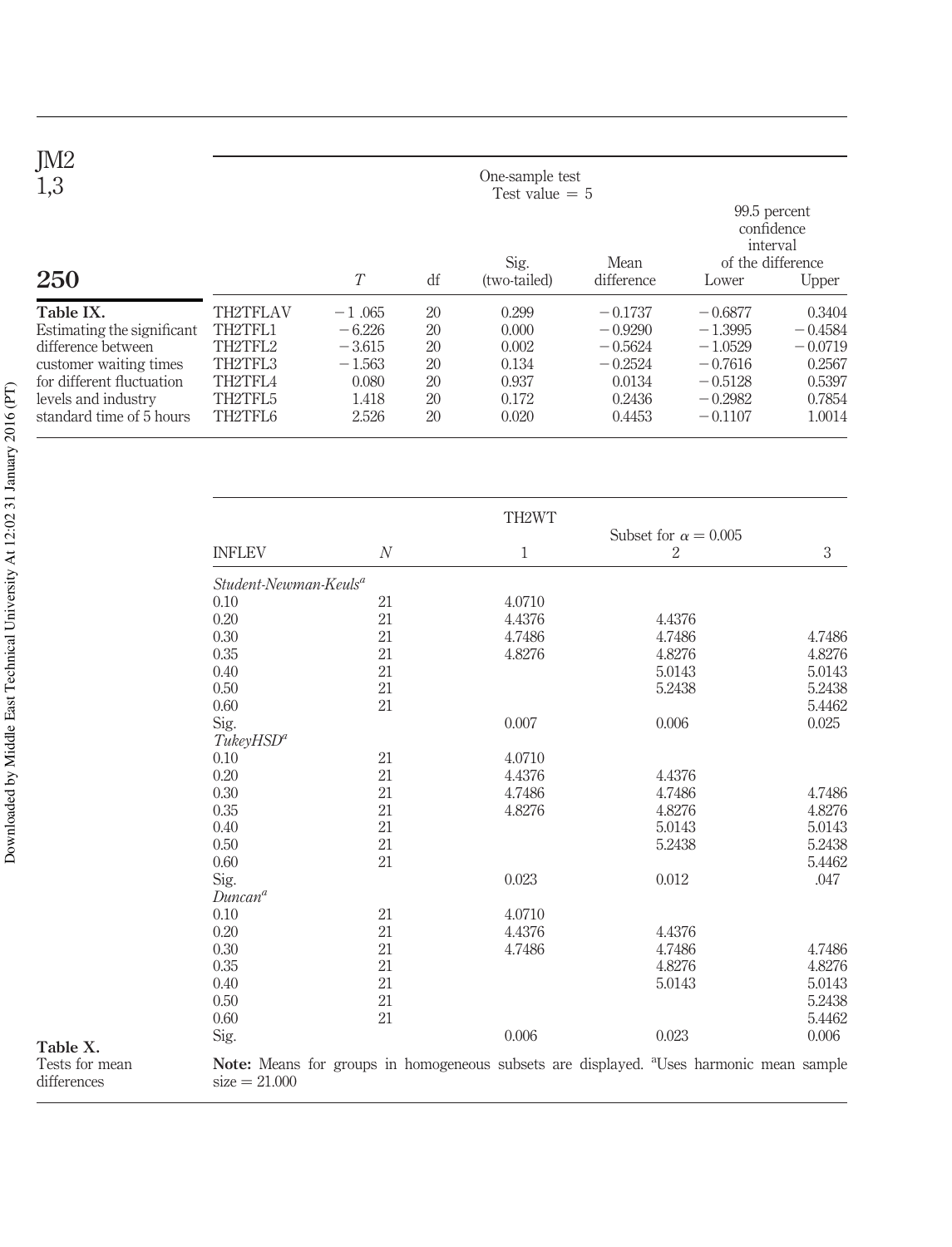**Table IX.** Estimating the significant difference between customer waiting times for different fluctuation levels and industry standard time of 5 hours

One-sample test
Test value = 5

| | $T$ | df | Sig. (two-tailed) | Mean difference | 99.5 percent confidence interval of the difference Lower | Upper |
|---|---|---|---|---|---|---|
| TH2TFLAV | −1 .065 | 20 | 0.299 | −0.1737 | −0.6877 | 0.3404 |
| TH2TFL1 | −6.226 | 20 | 0.000 | −0.9290 | −1.3995 | −0.4584 |
| TH2TFL2 | −3.615 | 20 | 0.002 | −0.5624 | −1.0529 | −0.0719 |
| TH2TFL3 | −1.563 | 20 | 0.134 | −0.2524 | −0.7616 | 0.2567 |
| TH2TFL4 | 0.080 | 20 | 0.937 | 0.0134 | −0.5128 | 0.5397 |
| TH2TFL5 | 1.418 | 20 | 0.172 | 0.2436 | −0.2982 | 0.7854 |
| TH2TFL6 | 2.526 | 20 | 0.020 | 0.4453 | −0.1107 | 1.0014 |

**Table X.** Tests for mean differences

TH2WT

| INFLEV | $N$ | Subset for $\alpha = 0.005$ 1 | 2 | 3 |
|---|---|---|---|---|
| *Student-Newman-Keuls*[a] | | | | |
| 0.10 | 21 | 4.0710 | | |
| 0.20 | 21 | 4.4376 | 4.4376 | |
| 0.30 | 21 | 4.7486 | 4.7486 | 4.7486 |
| 0.35 | 21 | 4.8276 | 4.8276 | 4.8276 |
| 0.40 | 21 | | 5.0143 | 5.0143 |
| 0.50 | 21 | | 5.2438 | 5.2438 |
| 0.60 | 21 | | | 5.4462 |
| Sig. | | 0.007 | 0.006 | 0.025 |
| *TukeyHSD*[a] | | | | |
| 0.10 | 21 | 4.0710 | | |
| 0.20 | 21 | 4.4376 | 4.4376 | |
| 0.30 | 21 | 4.7486 | 4.7486 | 4.7486 |
| 0.35 | 21 | 4.8276 | 4.8276 | 4.8276 |
| 0.40 | 21 | | 5.0143 | 5.0143 |
| 0.50 | 21 | | 5.2438 | 5.2438 |
| 0.60 | 21 | | | 5.4462 |
| Sig. | | 0.023 | 0.012 | .047 |
| *Duncan*[a] | | | | |
| 0.10 | 21 | 4.0710 | | |
| 0.20 | 21 | 4.4376 | 4.4376 | |
| 0.30 | 21 | 4.7486 | 4.7486 | 4.7486 |
| 0.35 | 21 | | 4.8276 | 4.8276 |
| 0.40 | 21 | | 5.0143 | 5.0143 |
| 0.50 | 21 | | | 5.2438 |
| 0.60 | 21 | | | 5.4462 |
| Sig. | | 0.006 | 0.023 | 0.006 |

**Note:** Means for groups in homogeneous subsets are displayed. [a]Uses harmonic mean sample size = 21.000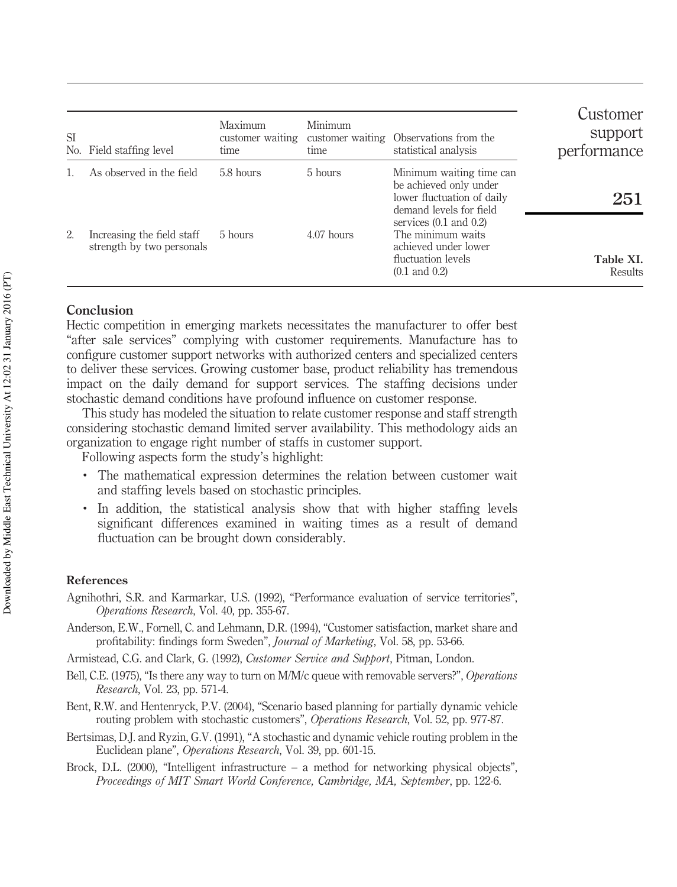Table XI. Results

| Sl No. | Field staffing level | Maximum customer waiting time | Minimum customer waiting time | Observations from the statistical analysis |
| --- | --- | --- | --- | --- |
| 1. | As observed in the field | 5.8 hours | 5 hours | Minimum waiting time can be achieved only under lower fluctuation of daily demand levels for field services (0.1 and 0.2) |
| 2. | Increasing the field staff strength by two personals | 5 hours | 4.07 hours | The minimum waits achieved under lower fluctuation levels (0.1 and 0.2) |

## Conclusion

Hectic competition in emerging markets necessitates the manufacturer to offer best "after sale services" complying with customer requirements. Manufacture has to configure customer support networks with authorized centers and specialized centers to deliver these services. Growing customer base, product reliability has tremendous impact on the daily demand for support services. The staffing decisions under stochastic demand conditions have profound influence on customer response.

This study has modeled the situation to relate customer response and staff strength considering stochastic demand limited server availability. This methodology aids an organization to engage right number of staffs in customer support.

Following aspects form the study's highlight:

- The mathematical expression determines the relation between customer wait and staffing levels based on stochastic principles.
- In addition, the statistical analysis show that with higher staffing levels significant differences examined in waiting times as a result of demand fluctuation can be brought down considerably.

## References

Agnihothri, S.R. and Karmarkar, U.S. (1992), "Performance evaluation of service territories", *Operations Research*, Vol. 40, pp. 355-67.

Anderson, E.W., Fornell, C. and Lehmann, D.R. (1994), "Customer satisfaction, market share and profitability: findings form Sweden", *Journal of Marketing*, Vol. 58, pp. 53-66.

Armistead, C.G. and Clark, G. (1992), *Customer Service and Support*, Pitman, London.

Bell, C.E. (1975), "Is there any way to turn on M/M/c queue with removable servers?", *Operations Research*, Vol. 23, pp. 571-4.

Bent, R.W. and Hentenryck, P.V. (2004), "Scenario based planning for partially dynamic vehicle routing problem with stochastic customers", *Operations Research*, Vol. 52, pp. 977-87.

Bertsimas, D.J. and Ryzin, G.V. (1991), "A stochastic and dynamic vehicle routing problem in the Euclidean plane", *Operations Research*, Vol. 39, pp. 601-15.

Brock, D.L. (2000), "Intelligent infrastructure – a method for networking physical objects", *Proceedings of MIT Smart World Conference, Cambridge, MA, September*, pp. 122-6.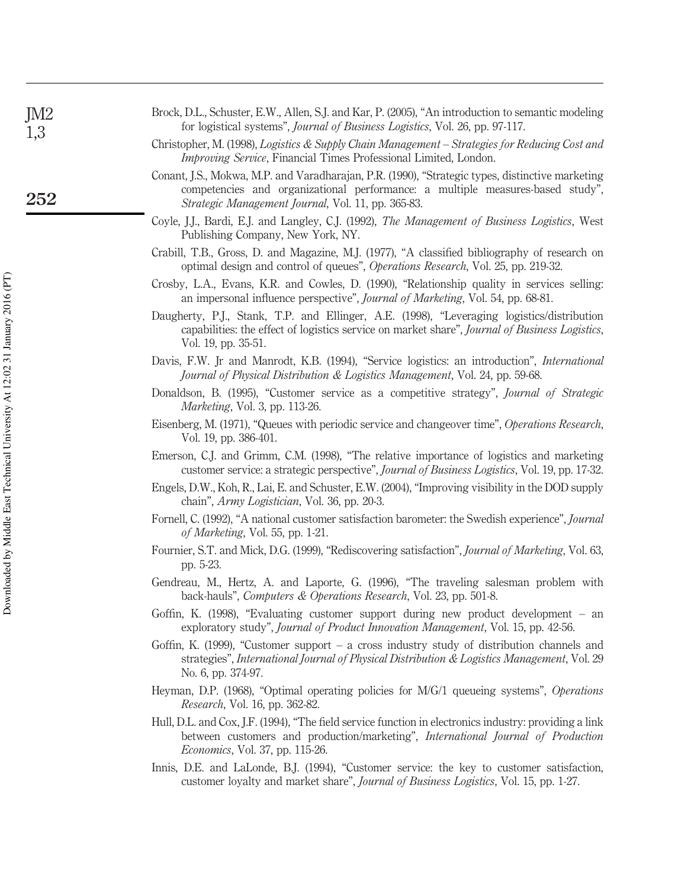Brock, D.L., Schuster, E.W., Allen, S.J. and Kar, P. (2005), "An introduction to semantic modeling for logistical systems", *Journal of Business Logistics*, Vol. 26, pp. 97-117.

Christopher, M. (1998), *Logistics & Supply Chain Management – Strategies for Reducing Cost and Improving Service*, Financial Times Professional Limited, London.

Conant, J.S., Mokwa, M.P. and Varadharajan, P.R. (1990), "Strategic types, distinctive marketing competencies and organizational performance: a multiple measures-based study", *Strategic Management Journal*, Vol. 11, pp. 365-83.

Coyle, J.J., Bardi, E.J. and Langley, C.J. (1992), *The Management of Business Logistics*, West Publishing Company, New York, NY.

Crabill, T.B., Gross, D. and Magazine, M.J. (1977), "A classified bibliography of research on optimal design and control of queues", *Operations Research*, Vol. 25, pp. 219-32.

Crosby, L.A., Evans, K.R. and Cowles, D. (1990), "Relationship quality in services selling: an impersonal influence perspective", *Journal of Marketing*, Vol. 54, pp. 68-81.

Daugherty, P.J., Stank, T.P. and Ellinger, A.E. (1998), "Leveraging logistics/distribution capabilities: the effect of logistics service on market share", *Journal of Business Logistics*, Vol. 19, pp. 35-51.

Davis, F.W. Jr and Manrodt, K.B. (1994), "Service logistics: an introduction", *International Journal of Physical Distribution & Logistics Management*, Vol. 24, pp. 59-68.

Donaldson, B. (1995), "Customer service as a competitive strategy", *Journal of Strategic Marketing*, Vol. 3, pp. 113-26.

Eisenberg, M. (1971), "Queues with periodic service and changeover time", *Operations Research*, Vol. 19, pp. 386-401.

Emerson, C.J. and Grimm, C.M. (1998), "The relative importance of logistics and marketing customer service: a strategic perspective", *Journal of Business Logistics*, Vol. 19, pp. 17-32.

Engels, D.W., Koh, R., Lai, E. and Schuster, E.W. (2004), "Improving visibility in the DOD supply chain", *Army Logistician*, Vol. 36, pp. 20-3.

Fornell, C. (1992), "A national customer satisfaction barometer: the Swedish experience", *Journal of Marketing*, Vol. 55, pp. 1-21.

Fournier, S.T. and Mick, D.G. (1999), "Rediscovering satisfaction", *Journal of Marketing*, Vol. 63, pp. 5-23.

Gendreau, M., Hertz, A. and Laporte, G. (1996), "The traveling salesman problem with back-hauls", *Computers & Operations Research*, Vol. 23, pp. 501-8.

Goffin, K. (1998), "Evaluating customer support during new product development – an exploratory study", *Journal of Product Innovation Management*, Vol. 15, pp. 42-56.

Goffin, K. (1999), "Customer support – a cross industry study of distribution channels and strategies", *International Journal of Physical Distribution & Logistics Management*, Vol. 29 No. 6, pp. 374-97.

Heyman, D.P. (1968), "Optimal operating policies for M/G/1 queueing systems", *Operations Research*, Vol. 16, pp. 362-82.

Hull, D.L. and Cox, J.F. (1994), "The field service function in electronics industry: providing a link between customers and production/marketing", *International Journal of Production Economics*, Vol. 37, pp. 115-26.

Innis, D.E. and LaLonde, B.J. (1994), "Customer service: the key to customer satisfaction, customer loyalty and market share", *Journal of Business Logistics*, Vol. 15, pp. 1-27.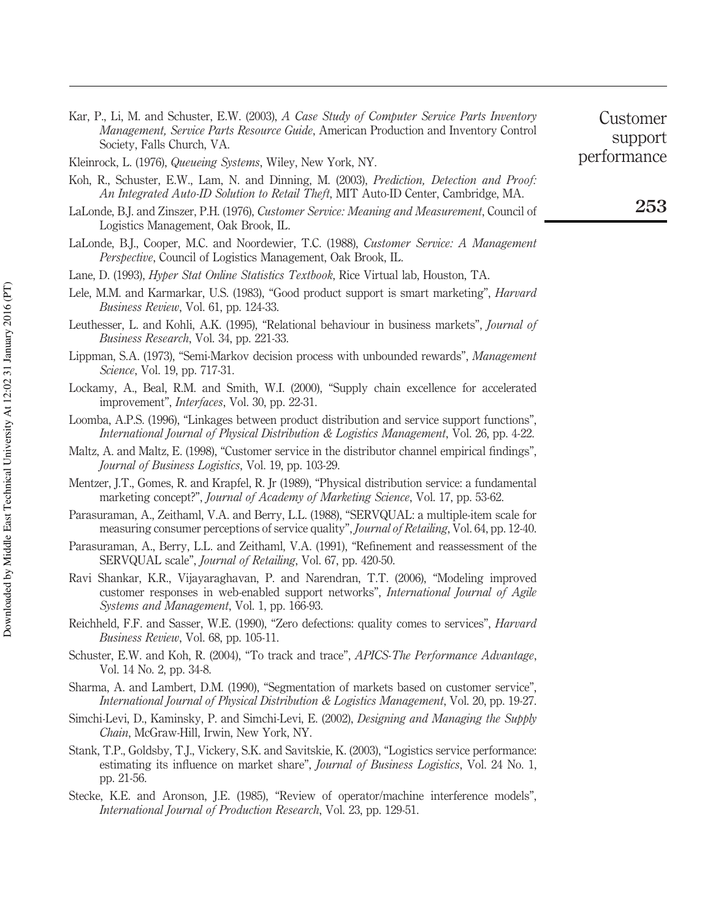Kar, P., Li, M. and Schuster, E.W. (2003), *A Case Study of Computer Service Parts Inventory Management, Service Parts Resource Guide*, American Production and Inventory Control Society, Falls Church, VA.

Kleinrock, L. (1976), *Queueing Systems*, Wiley, New York, NY.

Koh, R., Schuster, E.W., Lam, N. and Dinning, M. (2003), *Prediction, Detection and Proof: An Integrated Auto-ID Solution to Retail Theft*, MIT Auto-ID Center, Cambridge, MA.

LaLonde, B.J. and Zinszer, P.H. (1976), *Customer Service: Meaning and Measurement*, Council of Logistics Management, Oak Brook, IL.

LaLonde, B.J., Cooper, M.C. and Noordewier, T.C. (1988), *Customer Service: A Management Perspective*, Council of Logistics Management, Oak Brook, IL.

Lane, D. (1993), *Hyper Stat Online Statistics Textbook*, Rice Virtual lab, Houston, TA.

Lele, M.M. and Karmarkar, U.S. (1983), "Good product support is smart marketing", *Harvard Business Review*, Vol. 61, pp. 124-33.

Leuthesser, L. and Kohli, A.K. (1995), "Relational behaviour in business markets", *Journal of Business Research*, Vol. 34, pp. 221-33.

Lippman, S.A. (1973), "Semi-Markov decision process with unbounded rewards", *Management Science*, Vol. 19, pp. 717-31.

Lockamy, A., Beal, R.M. and Smith, W.I. (2000), "Supply chain excellence for accelerated improvement", *Interfaces*, Vol. 30, pp. 22-31.

Loomba, A.P.S. (1996), "Linkages between product distribution and service support functions", *International Journal of Physical Distribution & Logistics Management*, Vol. 26, pp. 4-22.

Maltz, A. and Maltz, E. (1998), "Customer service in the distributor channel empirical findings", *Journal of Business Logistics*, Vol. 19, pp. 103-29.

Mentzer, J.T., Gomes, R. and Krapfel, R. Jr (1989), "Physical distribution service: a fundamental marketing concept?", *Journal of Academy of Marketing Science*, Vol. 17, pp. 53-62.

Parasuraman, A., Zeithaml, V.A. and Berry, L.L. (1988), "SERVQUAL: a multiple-item scale for measuring consumer perceptions of service quality", *Journal of Retailing*, Vol. 64, pp. 12-40.

Parasuraman, A., Berry, L.L. and Zeithaml, V.A. (1991), "Refinement and reassessment of the SERVQUAL scale", *Journal of Retailing*, Vol. 67, pp. 420-50.

Ravi Shankar, K.R., Vijayaraghavan, P. and Narendran, T.T. (2006), "Modeling improved customer responses in web-enabled support networks", *International Journal of Agile Systems and Management*, Vol. 1, pp. 166-93.

Reichheld, F.F. and Sasser, W.E. (1990), "Zero defections: quality comes to services", *Harvard Business Review*, Vol. 68, pp. 105-11.

Schuster, E.W. and Koh, R. (2004), "To track and trace", *APICS-The Performance Advantage*, Vol. 14 No. 2, pp. 34-8.

Sharma, A. and Lambert, D.M. (1990), "Segmentation of markets based on customer service", *International Journal of Physical Distribution & Logistics Management*, Vol. 20, pp. 19-27.

Simchi-Levi, D., Kaminsky, P. and Simchi-Levi, E. (2002), *Designing and Managing the Supply Chain*, McGraw-Hill, Irwin, New York, NY.

Stank, T.P., Goldsby, T.J., Vickery, S.K. and Savitskie, K. (2003), "Logistics service performance: estimating its influence on market share", *Journal of Business Logistics*, Vol. 24 No. 1, pp. 21-56.

Stecke, K.E. and Aronson, J.E. (1985), "Review of operator/machine interference models", *International Journal of Production Research*, Vol. 23, pp. 129-51.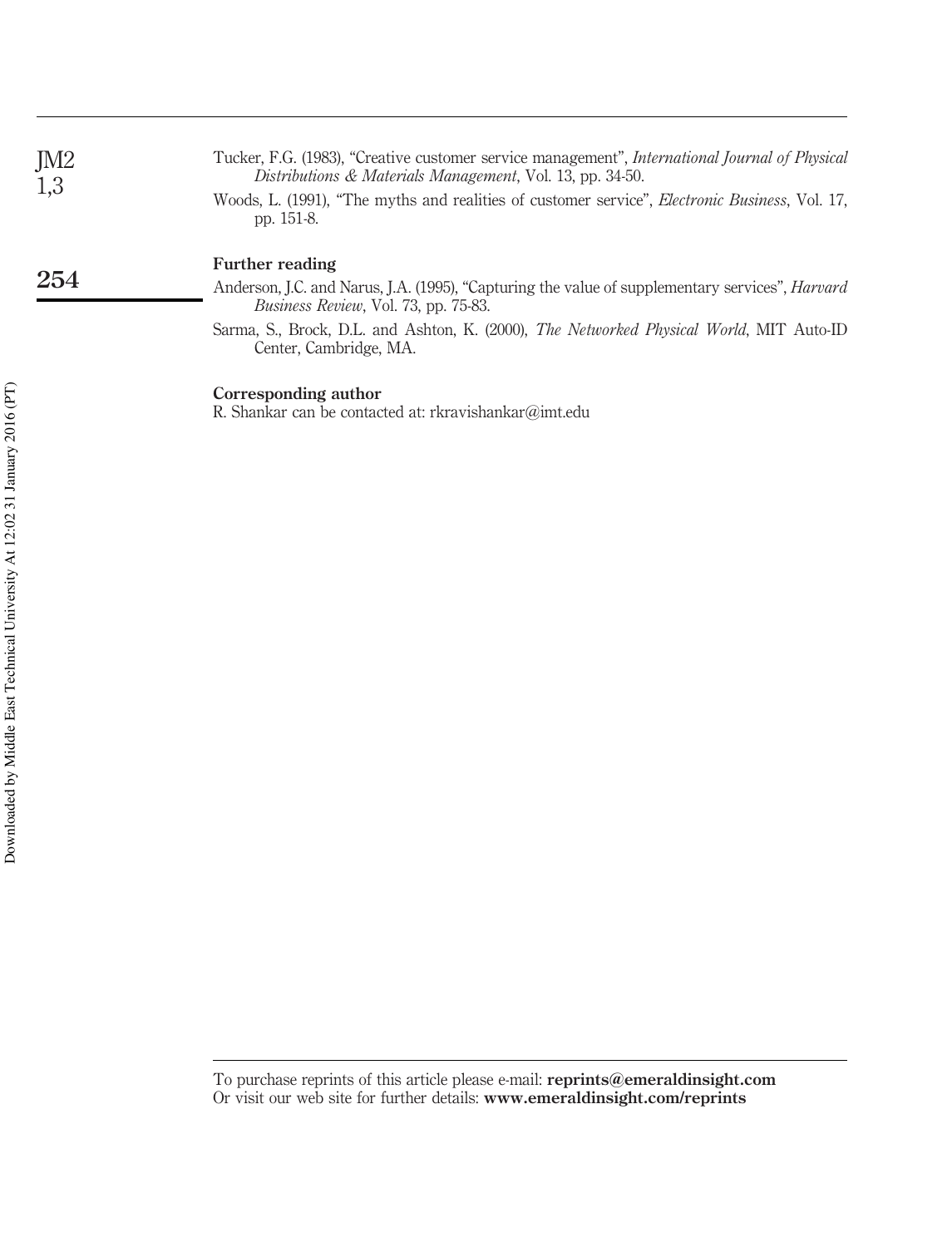Tucker, F.G. (1983), "Creative customer service management", *International Journal of Physical Distributions & Materials Management*, Vol. 13, pp. 34-50.

Woods, L. (1991), "The myths and realities of customer service", *Electronic Business*, Vol. 17, pp. 151-8.

## Further reading

Anderson, J.C. and Narus, J.A. (1995), "Capturing the value of supplementary services", *Harvard Business Review*, Vol. 73, pp. 75-83.

Sarma, S., Brock, D.L. and Ashton, K. (2000), *The Networked Physical World*, MIT Auto-ID Center, Cambridge, MA.

## Corresponding author

R. Shankar can be contacted at: rkravishankar@imt.edu

To purchase reprints of this article please e-mail: **reprints@emeraldinsight.com**
Or visit our web site for further details: **www.emeraldinsight.com/reprints**